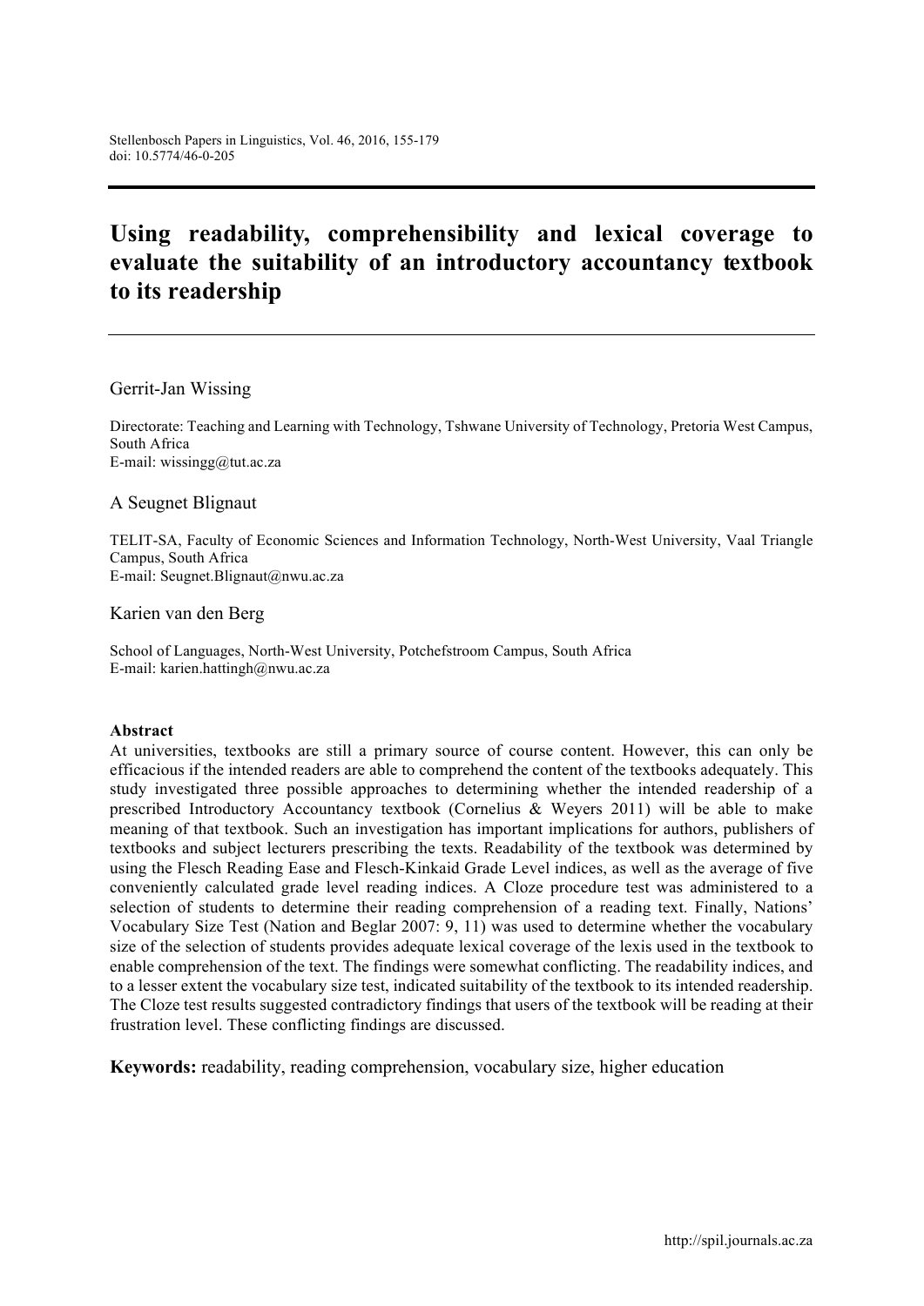# Using readability, comprehensibility and lexical coverage to evaluate the suitability of an introductory accountancy textbook to its readership

Gerrit-Jan Wissing

Directorate: Teaching and Learning with Technology, Tshwane University of Technology, Pretoria West Campus, South Africa
E-mail: wissingg@tut.ac.za

A Seugnet Blignaut

TELIT-SA, Faculty of Economic Sciences and Information Technology, North-West University, Vaal Triangle Campus, South Africa
E-mail: Seugnet.Blignaut@nwu.ac.za

Karien van den Berg

School of Languages, North-West University, Potchefstroom Campus, South Africa
E-mail: karien.hattingh@nwu.ac.za

**Abstract**

At universities, textbooks are still a primary source of course content. However, this can only be efficacious if the intended readers are able to comprehend the content of the textbooks adequately. This study investigated three possible approaches to determining whether the intended readership of a prescribed Introductory Accountancy textbook (Cornelius & Weyers 2011) will be able to make meaning of that textbook. Such an investigation has important implications for authors, publishers of textbooks and subject lecturers prescribing the texts. Readability of the textbook was determined by using the Flesch Reading Ease and Flesch-Kinkaid Grade Level indices, as well as the average of five conveniently calculated grade level reading indices. A Cloze procedure test was administered to a selection of students to determine their reading comprehension of a reading text. Finally, Nations' Vocabulary Size Test (Nation and Beglar 2007: 9, 11) was used to determine whether the vocabulary size of the selection of students provides adequate lexical coverage of the lexis used in the textbook to enable comprehension of the text. The findings were somewhat conflicting. The readability indices, and to a lesser extent the vocabulary size test, indicated suitability of the textbook to its intended readership. The Cloze test results suggested contradictory findings that users of the textbook will be reading at their frustration level. These conflicting findings are discussed.

**Keywords:** readability, reading comprehension, vocabulary size, higher education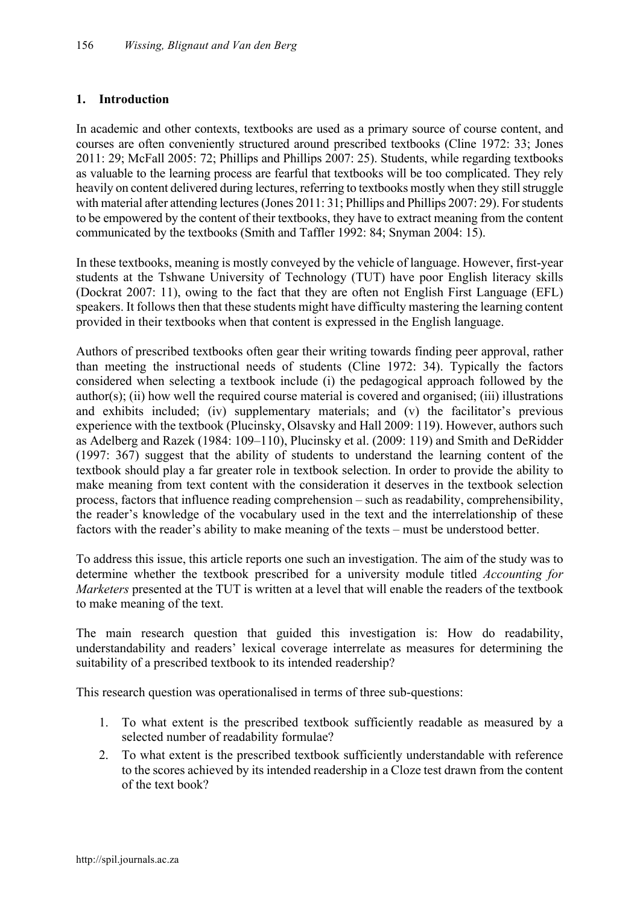## 1. Introduction

In academic and other contexts, textbooks are used as a primary source of course content, and courses are often conveniently structured around prescribed textbooks (Cline 1972: 33; Jones 2011: 29; McFall 2005: 72; Phillips and Phillips 2007: 25). Students, while regarding textbooks as valuable to the learning process are fearful that textbooks will be too complicated. They rely heavily on content delivered during lectures, referring to textbooks mostly when they still struggle with material after attending lectures (Jones 2011: 31; Phillips and Phillips 2007: 29). For students to be empowered by the content of their textbooks, they have to extract meaning from the content communicated by the textbooks (Smith and Taffler 1992: 84; Snyman 2004: 15).

In these textbooks, meaning is mostly conveyed by the vehicle of language. However, first-year students at the Tshwane University of Technology (TUT) have poor English literacy skills (Dockrat 2007: 11), owing to the fact that they are often not English First Language (EFL) speakers. It follows then that these students might have difficulty mastering the learning content provided in their textbooks when that content is expressed in the English language.

Authors of prescribed textbooks often gear their writing towards finding peer approval, rather than meeting the instructional needs of students (Cline 1972: 34). Typically the factors considered when selecting a textbook include (i) the pedagogical approach followed by the author(s); (ii) how well the required course material is covered and organised; (iii) illustrations and exhibits included; (iv) supplementary materials; and (v) the facilitator's previous experience with the textbook (Plucinsky, Olsavsky and Hall 2009: 119). However, authors such as Adelberg and Razek (1984: 109–110), Plucinsky et al. (2009: 119) and Smith and DeRidder (1997: 367) suggest that the ability of students to understand the learning content of the textbook should play a far greater role in textbook selection. In order to provide the ability to make meaning from text content with the consideration it deserves in the textbook selection process, factors that influence reading comprehension – such as readability, comprehensibility, the reader's knowledge of the vocabulary used in the text and the interrelationship of these factors with the reader's ability to make meaning of the texts – must be understood better.

To address this issue, this article reports one such an investigation. The aim of the study was to determine whether the textbook prescribed for a university module titled *Accounting for Marketers* presented at the TUT is written at a level that will enable the readers of the textbook to make meaning of the text.

The main research question that guided this investigation is: How do readability, understandability and readers' lexical coverage interrelate as measures for determining the suitability of a prescribed textbook to its intended readership?

This research question was operationalised in terms of three sub-questions:

1. To what extent is the prescribed textbook sufficiently readable as measured by a selected number of readability formulae?
2. To what extent is the prescribed textbook sufficiently understandable with reference to the scores achieved by its intended readership in a Cloze test drawn from the content of the text book?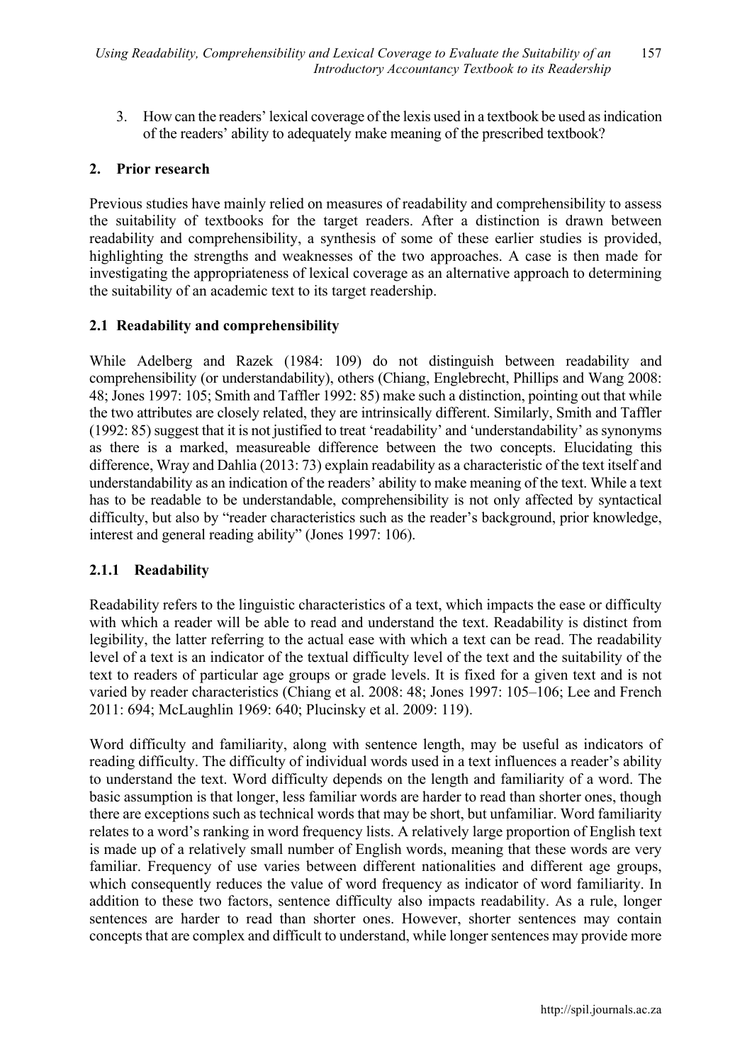3. How can the readers' lexical coverage of the lexis used in a textbook be used as indication of the readers' ability to adequately make meaning of the prescribed textbook?

## 2. Prior research

Previous studies have mainly relied on measures of readability and comprehensibility to assess the suitability of textbooks for the target readers. After a distinction is drawn between readability and comprehensibility, a synthesis of some of these earlier studies is provided, highlighting the strengths and weaknesses of the two approaches. A case is then made for investigating the appropriateness of lexical coverage as an alternative approach to determining the suitability of an academic text to its target readership.

### 2.1 Readability and comprehensibility

While Adelberg and Razek (1984: 109) do not distinguish between readability and comprehensibility (or understandability), others (Chiang, Englebrecht, Phillips and Wang 2008: 48; Jones 1997: 105; Smith and Taffler 1992: 85) make such a distinction, pointing out that while the two attributes are closely related, they are intrinsically different. Similarly, Smith and Taffler (1992: 85) suggest that it is not justified to treat 'readability' and 'understandability' as synonyms as there is a marked, measureable difference between the two concepts. Elucidating this difference, Wray and Dahlia (2013: 73) explain readability as a characteristic of the text itself and understandability as an indication of the readers' ability to make meaning of the text. While a text has to be readable to be understandable, comprehensibility is not only affected by syntactical difficulty, but also by "reader characteristics such as the reader's background, prior knowledge, interest and general reading ability" (Jones 1997: 106).

#### 2.1.1 Readability

Readability refers to the linguistic characteristics of a text, which impacts the ease or difficulty with which a reader will be able to read and understand the text. Readability is distinct from legibility, the latter referring to the actual ease with which a text can be read. The readability level of a text is an indicator of the textual difficulty level of the text and the suitability of the text to readers of particular age groups or grade levels. It is fixed for a given text and is not varied by reader characteristics (Chiang et al. 2008: 48; Jones 1997: 105–106; Lee and French 2011: 694; McLaughlin 1969: 640; Plucinsky et al. 2009: 119).

Word difficulty and familiarity, along with sentence length, may be useful as indicators of reading difficulty. The difficulty of individual words used in a text influences a reader's ability to understand the text. Word difficulty depends on the length and familiarity of a word. The basic assumption is that longer, less familiar words are harder to read than shorter ones, though there are exceptions such as technical words that may be short, but unfamiliar. Word familiarity relates to a word's ranking in word frequency lists. A relatively large proportion of English text is made up of a relatively small number of English words, meaning that these words are very familiar. Frequency of use varies between different nationalities and different age groups, which consequently reduces the value of word frequency as indicator of word familiarity. In addition to these two factors, sentence difficulty also impacts readability. As a rule, longer sentences are harder to read than shorter ones. However, shorter sentences may contain concepts that are complex and difficult to understand, while longer sentences may provide more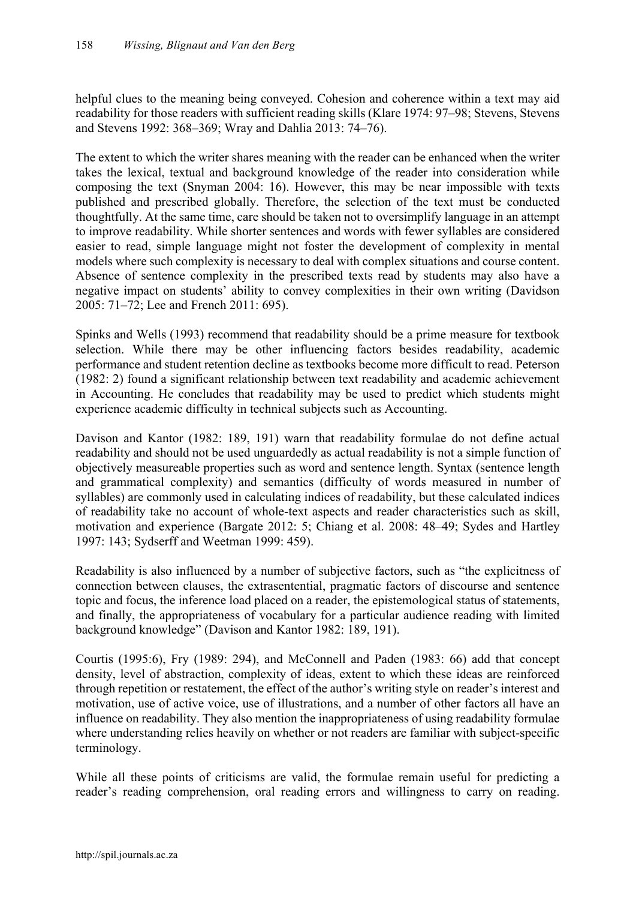helpful clues to the meaning being conveyed. Cohesion and coherence within a text may aid readability for those readers with sufficient reading skills (Klare 1974: 97–98; Stevens, Stevens and Stevens 1992: 368–369; Wray and Dahlia 2013: 74–76).

The extent to which the writer shares meaning with the reader can be enhanced when the writer takes the lexical, textual and background knowledge of the reader into consideration while composing the text (Snyman 2004: 16). However, this may be near impossible with texts published and prescribed globally. Therefore, the selection of the text must be conducted thoughtfully. At the same time, care should be taken not to oversimplify language in an attempt to improve readability. While shorter sentences and words with fewer syllables are considered easier to read, simple language might not foster the development of complexity in mental models where such complexity is necessary to deal with complex situations and course content. Absence of sentence complexity in the prescribed texts read by students may also have a negative impact on students' ability to convey complexities in their own writing (Davidson 2005: 71–72; Lee and French 2011: 695).

Spinks and Wells (1993) recommend that readability should be a prime measure for textbook selection. While there may be other influencing factors besides readability, academic performance and student retention decline as textbooks become more difficult to read. Peterson (1982: 2) found a significant relationship between text readability and academic achievement in Accounting. He concludes that readability may be used to predict which students might experience academic difficulty in technical subjects such as Accounting.

Davison and Kantor (1982: 189, 191) warn that readability formulae do not define actual readability and should not be used unguardedly as actual readability is not a simple function of objectively measureable properties such as word and sentence length. Syntax (sentence length and grammatical complexity) and semantics (difficulty of words measured in number of syllables) are commonly used in calculating indices of readability, but these calculated indices of readability take no account of whole-text aspects and reader characteristics such as skill, motivation and experience (Bargate 2012: 5; Chiang et al. 2008: 48–49; Sydes and Hartley 1997: 143; Sydserff and Weetman 1999: 459).

Readability is also influenced by a number of subjective factors, such as "the explicitness of connection between clauses, the extrasentential, pragmatic factors of discourse and sentence topic and focus, the inference load placed on a reader, the epistemological status of statements, and finally, the appropriateness of vocabulary for a particular audience reading with limited background knowledge" (Davison and Kantor 1982: 189, 191).

Courtis (1995:6), Fry (1989: 294), and McConnell and Paden (1983: 66) add that concept density, level of abstraction, complexity of ideas, extent to which these ideas are reinforced through repetition or restatement, the effect of the author's writing style on reader's interest and motivation, use of active voice, use of illustrations, and a number of other factors all have an influence on readability. They also mention the inappropriateness of using readability formulae where understanding relies heavily on whether or not readers are familiar with subject-specific terminology.

While all these points of criticisms are valid, the formulae remain useful for predicting a reader's reading comprehension, oral reading errors and willingness to carry on reading.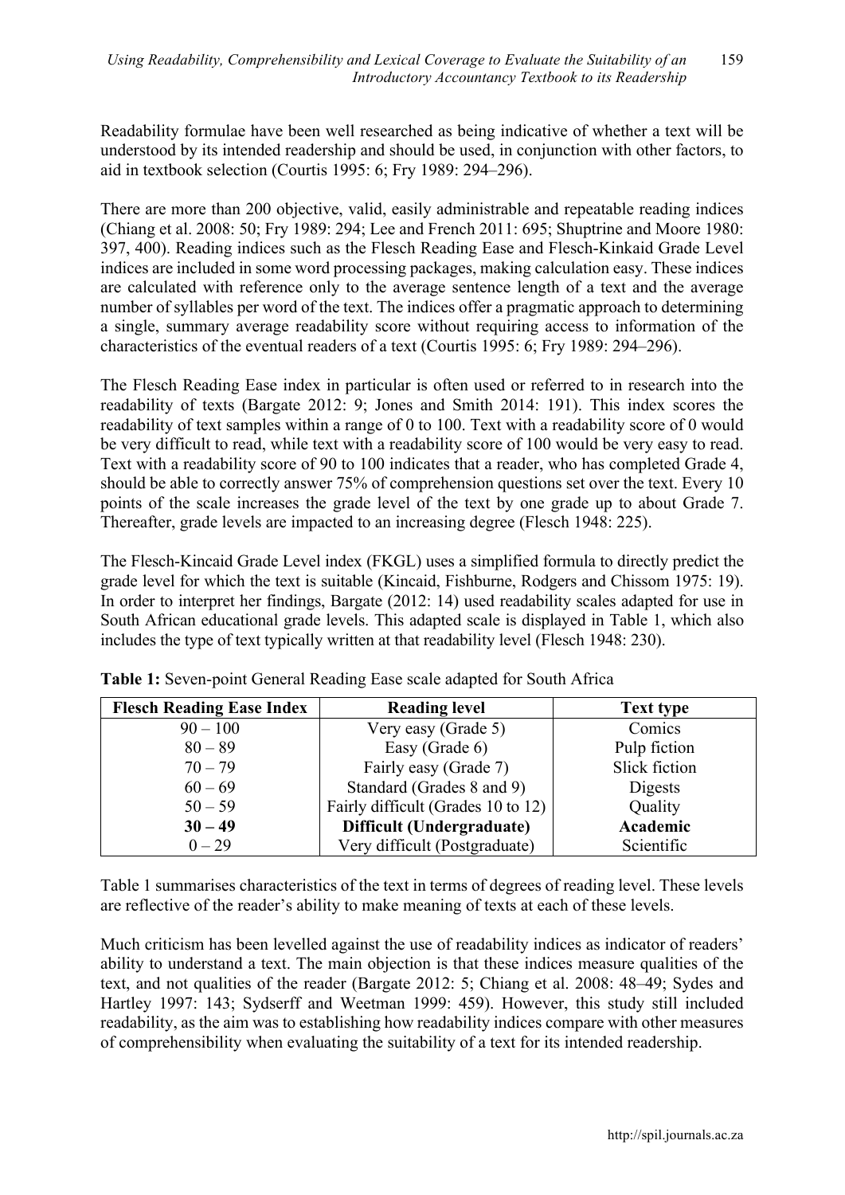Readability formulae have been well researched as being indicative of whether a text will be understood by its intended readership and should be used, in conjunction with other factors, to aid in textbook selection (Courtis 1995: 6; Fry 1989: 294–296).

There are more than 200 objective, valid, easily administrable and repeatable reading indices (Chiang et al. 2008: 50; Fry 1989: 294; Lee and French 2011: 695; Shuptrine and Moore 1980: 397, 400). Reading indices such as the Flesch Reading Ease and Flesch-Kinkaid Grade Level indices are included in some word processing packages, making calculation easy. These indices are calculated with reference only to the average sentence length of a text and the average number of syllables per word of the text. The indices offer a pragmatic approach to determining a single, summary average readability score without requiring access to information of the characteristics of the eventual readers of a text (Courtis 1995: 6; Fry 1989: 294–296).

The Flesch Reading Ease index in particular is often used or referred to in research into the readability of texts (Bargate 2012: 9; Jones and Smith 2014: 191). This index scores the readability of text samples within a range of 0 to 100. Text with a readability score of 0 would be very difficult to read, while text with a readability score of 100 would be very easy to read. Text with a readability score of 90 to 100 indicates that a reader, who has completed Grade 4, should be able to correctly answer 75% of comprehension questions set over the text. Every 10 points of the scale increases the grade level of the text by one grade up to about Grade 7. Thereafter, grade levels are impacted to an increasing degree (Flesch 1948: 225).

The Flesch-Kincaid Grade Level index (FKGL) uses a simplified formula to directly predict the grade level for which the text is suitable (Kincaid, Fishburne, Rodgers and Chissom 1975: 19). In order to interpret her findings, Bargate (2012: 14) used readability scales adapted for use in South African educational grade levels. This adapted scale is displayed in Table 1, which also includes the type of text typically written at that readability level (Flesch 1948: 230).

**Table 1:** Seven-point General Reading Ease scale adapted for South Africa

| Flesch Reading Ease Index | Reading level | Text type |
|---|---|---|
| 90 – 100 | Very easy (Grade 5) | Comics |
| 80 – 89 | Easy (Grade 6) | Pulp fiction |
| 70 – 79 | Fairly easy (Grade 7) | Slick fiction |
| 60 – 69 | Standard (Grades 8 and 9) | Digests |
| 50 – 59 | Fairly difficult (Grades 10 to 12) | Quality |
| **30 – 49** | **Difficult (Undergraduate)** | **Academic** |
| 0 – 29 | Very difficult (Postgraduate) | Scientific |

Table 1 summarises characteristics of the text in terms of degrees of reading level. These levels are reflective of the reader's ability to make meaning of texts at each of these levels.

Much criticism has been levelled against the use of readability indices as indicator of readers' ability to understand a text. The main objection is that these indices measure qualities of the text, and not qualities of the reader (Bargate 2012: 5; Chiang et al. 2008: 48–49; Sydes and Hartley 1997: 143; Sydserff and Weetman 1999: 459). However, this study still included readability, as the aim was to establishing how readability indices compare with other measures of comprehensibility when evaluating the suitability of a text for its intended readership.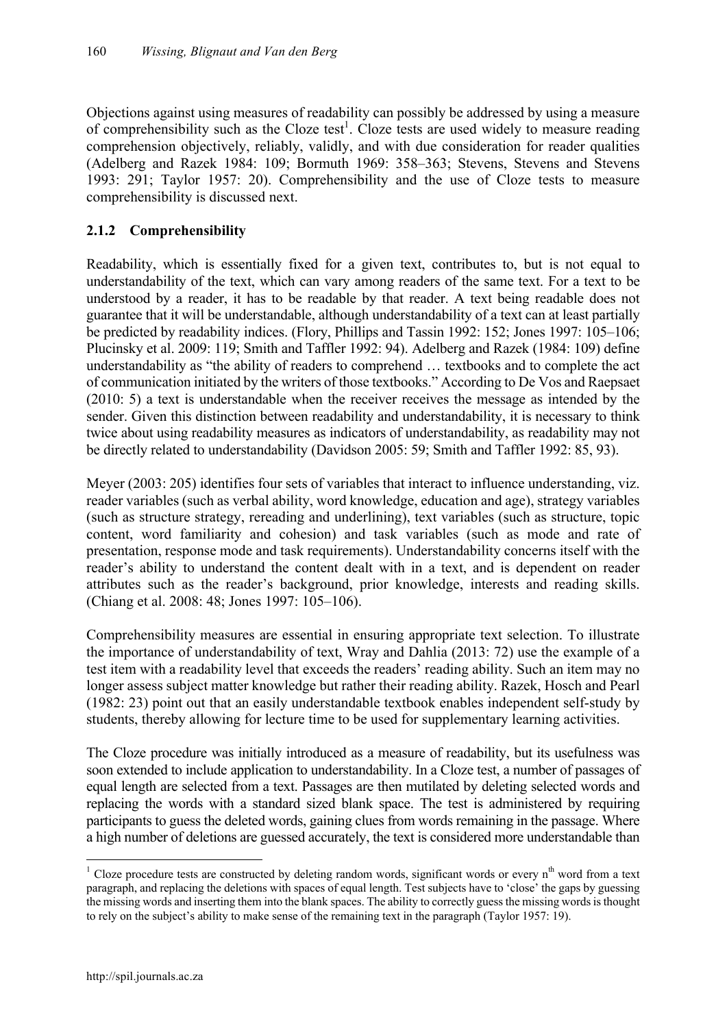Objections against using measures of readability can possibly be addressed by using a measure of comprehensibility such as the Cloze test[1]. Cloze tests are used widely to measure reading comprehension objectively, reliably, validly, and with due consideration for reader qualities (Adelberg and Razek 1984: 109; Bormuth 1969: 358–363; Stevens, Stevens and Stevens 1993: 291; Taylor 1957: 20). Comprehensibility and the use of Cloze tests to measure comprehensibility is discussed next.

### 2.1.2 Comprehensibility

Readability, which is essentially fixed for a given text, contributes to, but is not equal to understandability of the text, which can vary among readers of the same text. For a text to be understood by a reader, it has to be readable by that reader. A text being readable does not guarantee that it will be understandable, although understandability of a text can at least partially be predicted by readability indices. (Flory, Phillips and Tassin 1992: 152; Jones 1997: 105–106; Plucinsky et al. 2009: 119; Smith and Taffler 1992: 94). Adelberg and Razek (1984: 109) define understandability as "the ability of readers to comprehend … textbooks and to complete the act of communication initiated by the writers of those textbooks." According to De Vos and Raepsaet (2010: 5) a text is understandable when the receiver receives the message as intended by the sender. Given this distinction between readability and understandability, it is necessary to think twice about using readability measures as indicators of understandability, as readability may not be directly related to understandability (Davidson 2005: 59; Smith and Taffler 1992: 85, 93).

Meyer (2003: 205) identifies four sets of variables that interact to influence understanding, viz. reader variables (such as verbal ability, word knowledge, education and age), strategy variables (such as structure strategy, rereading and underlining), text variables (such as structure, topic content, word familiarity and cohesion) and task variables (such as mode and rate of presentation, response mode and task requirements). Understandability concerns itself with the reader's ability to understand the content dealt with in a text, and is dependent on reader attributes such as the reader's background, prior knowledge, interests and reading skills. (Chiang et al. 2008: 48; Jones 1997: 105–106).

Comprehensibility measures are essential in ensuring appropriate text selection. To illustrate the importance of understandability of text, Wray and Dahlia (2013: 72) use the example of a test item with a readability level that exceeds the readers' reading ability. Such an item may no longer assess subject matter knowledge but rather their reading ability. Razek, Hosch and Pearl (1982: 23) point out that an easily understandable textbook enables independent self-study by students, thereby allowing for lecture time to be used for supplementary learning activities.

The Cloze procedure was initially introduced as a measure of readability, but its usefulness was soon extended to include application to understandability. In a Cloze test, a number of passages of equal length are selected from a text. Passages are then mutilated by deleting selected words and replacing the words with a standard sized blank space. The test is administered by requiring participants to guess the deleted words, gaining clues from words remaining in the passage. Where a high number of deletions are guessed accurately, the text is considered more understandable than

---

[1] Cloze procedure tests are constructed by deleting random words, significant words or every n[th] word from a text paragraph, and replacing the deletions with spaces of equal length. Test subjects have to 'close' the gaps by guessing the missing words and inserting them into the blank spaces. The ability to correctly guess the missing words is thought to rely on the subject's ability to make sense of the remaining text in the paragraph (Taylor 1957: 19).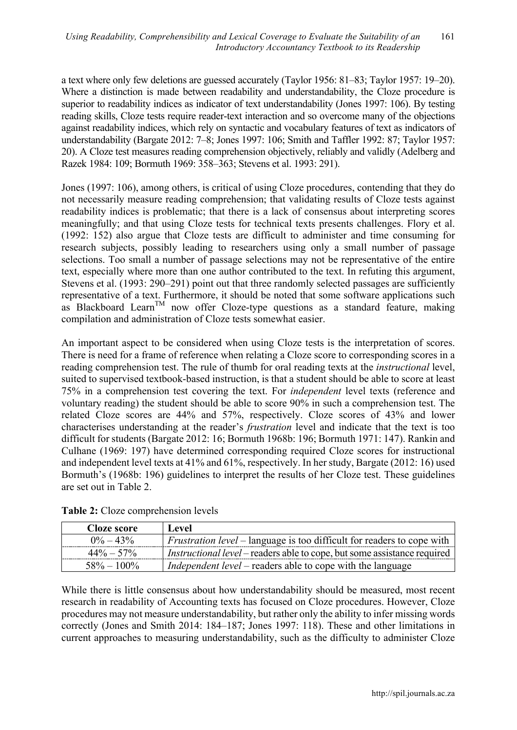a text where only few deletions are guessed accurately (Taylor 1956: 81–83; Taylor 1957: 19–20). Where a distinction is made between readability and understandability, the Cloze procedure is superior to readability indices as indicator of text understandability (Jones 1997: 106). By testing reading skills, Cloze tests require reader-text interaction and so overcome many of the objections against readability indices, which rely on syntactic and vocabulary features of text as indicators of understandability (Bargate 2012: 7–8; Jones 1997: 106; Smith and Taffler 1992: 87; Taylor 1957: 20). A Cloze test measures reading comprehension objectively, reliably and validly (Adelberg and Razek 1984: 109; Bormuth 1969: 358–363; Stevens et al. 1993: 291).

Jones (1997: 106), among others, is critical of using Cloze procedures, contending that they do not necessarily measure reading comprehension; that validating results of Cloze tests against readability indices is problematic; that there is a lack of consensus about interpreting scores meaningfully; and that using Cloze tests for technical texts presents challenges. Flory et al. (1992: 152) also argue that Cloze tests are difficult to administer and time consuming for research subjects, possibly leading to researchers using only a small number of passage selections. Too small a number of passage selections may not be representative of the entire text, especially where more than one author contributed to the text. In refuting this argument, Stevens et al. (1993: 290–291) point out that three randomly selected passages are sufficiently representative of a text. Furthermore, it should be noted that some software applications such as Blackboard Learn™ now offer Cloze-type questions as a standard feature, making compilation and administration of Cloze tests somewhat easier.

An important aspect to be considered when using Cloze tests is the interpretation of scores. There is need for a frame of reference when relating a Cloze score to corresponding scores in a reading comprehension test. The rule of thumb for oral reading texts at the *instructional* level, suited to supervised textbook-based instruction, is that a student should be able to score at least 75% in a comprehension test covering the text. For *independent* level texts (reference and voluntary reading) the student should be able to score 90% in such a comprehension test. The related Cloze scores are 44% and 57%, respectively. Cloze scores of 43% and lower characterises understanding at the reader's *frustration* level and indicate that the text is too difficult for students (Bargate 2012: 16; Bormuth 1968b: 196; Bormuth 1971: 147). Rankin and Culhane (1969: 197) have determined corresponding required Cloze scores for instructional and independent level texts at 41% and 61%, respectively. In her study, Bargate (2012: 16) used Bormuth's (1968b: 196) guidelines to interpret the results of her Cloze test. These guidelines are set out in Table 2.

**Table 2:** Cloze comprehension levels

| Cloze score | Level |
|---|---|
| 0% – 43% | *Frustration level* – language is too difficult for readers to cope with |
| 44% – 57% | *Instructional level* – readers able to cope, but some assistance required |
| 58% – 100% | *Independent level* – readers able to cope with the language |

While there is little consensus about how understandability should be measured, most recent research in readability of Accounting texts has focused on Cloze procedures. However, Cloze procedures may not measure understandability, but rather only the ability to infer missing words correctly (Jones and Smith 2014: 184–187; Jones 1997: 118). These and other limitations in current approaches to measuring understandability, such as the difficulty to administer Cloze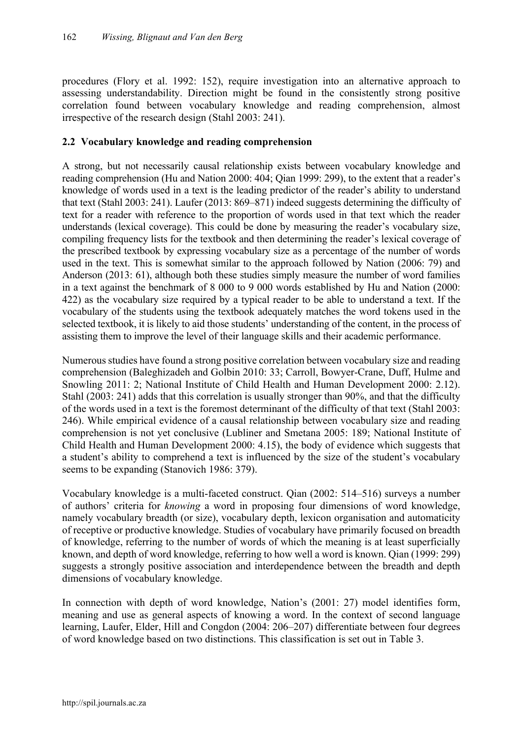procedures (Flory et al. 1992: 152), require investigation into an alternative approach to assessing understandability. Direction might be found in the consistently strong positive correlation found between vocabulary knowledge and reading comprehension, almost irrespective of the research design (Stahl 2003: 241).

## 2.2 Vocabulary knowledge and reading comprehension

A strong, but not necessarily causal relationship exists between vocabulary knowledge and reading comprehension (Hu and Nation 2000: 404; Qian 1999: 299), to the extent that a reader's knowledge of words used in a text is the leading predictor of the reader's ability to understand that text (Stahl 2003: 241). Laufer (2013: 869–871) indeed suggests determining the difficulty of text for a reader with reference to the proportion of words used in that text which the reader understands (lexical coverage). This could be done by measuring the reader's vocabulary size, compiling frequency lists for the textbook and then determining the reader's lexical coverage of the prescribed textbook by expressing vocabulary size as a percentage of the number of words used in the text. This is somewhat similar to the approach followed by Nation (2006: 79) and Anderson (2013: 61), although both these studies simply measure the number of word families in a text against the benchmark of 8 000 to 9 000 words established by Hu and Nation (2000: 422) as the vocabulary size required by a typical reader to be able to understand a text. If the vocabulary of the students using the textbook adequately matches the word tokens used in the selected textbook, it is likely to aid those students' understanding of the content, in the process of assisting them to improve the level of their language skills and their academic performance.

Numerous studies have found a strong positive correlation between vocabulary size and reading comprehension (Baleghizadeh and Golbin 2010: 33; Carroll, Bowyer-Crane, Duff, Hulme and Snowling 2011: 2; National Institute of Child Health and Human Development 2000: 2.12). Stahl (2003: 241) adds that this correlation is usually stronger than 90%, and that the difficulty of the words used in a text is the foremost determinant of the difficulty of that text (Stahl 2003: 246). While empirical evidence of a causal relationship between vocabulary size and reading comprehension is not yet conclusive (Lubliner and Smetana 2005: 189; National Institute of Child Health and Human Development 2000: 4.15), the body of evidence which suggests that a student's ability to comprehend a text is influenced by the size of the student's vocabulary seems to be expanding (Stanovich 1986: 379).

Vocabulary knowledge is a multi-faceted construct. Qian (2002: 514–516) surveys a number of authors' criteria for *knowing* a word in proposing four dimensions of word knowledge, namely vocabulary breadth (or size), vocabulary depth, lexicon organisation and automaticity of receptive or productive knowledge. Studies of vocabulary have primarily focused on breadth of knowledge, referring to the number of words of which the meaning is at least superficially known, and depth of word knowledge, referring to how well a word is known. Qian (1999: 299) suggests a strongly positive association and interdependence between the breadth and depth dimensions of vocabulary knowledge.

In connection with depth of word knowledge, Nation's (2001: 27) model identifies form, meaning and use as general aspects of knowing a word. In the context of second language learning, Laufer, Elder, Hill and Congdon (2004: 206–207) differentiate between four degrees of word knowledge based on two distinctions. This classification is set out in Table 3.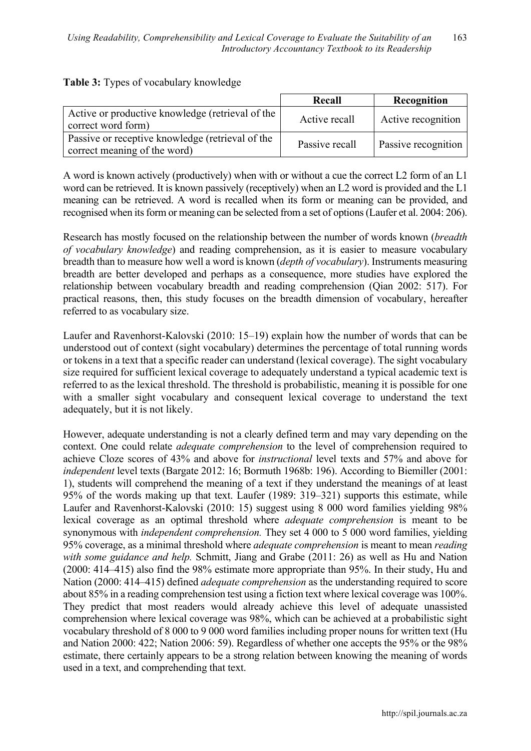**Table 3:** Types of vocabulary knowledge

| | Recall | Recognition |
|---|---|---|
| Active or productive knowledge (retrieval of the correct word form) | Active recall | Active recognition |
| Passive or receptive knowledge (retrieval of the correct meaning of the word) | Passive recall | Passive recognition |

A word is known actively (productively) when with or without a cue the correct L2 form of an L1 word can be retrieved. It is known passively (receptively) when an L2 word is provided and the L1 meaning can be retrieved. A word is recalled when its form or meaning can be provided, and recognised when its form or meaning can be selected from a set of options (Laufer et al. 2004: 206).

Research has mostly focused on the relationship between the number of words known (*breadth of vocabulary knowledge*) and reading comprehension, as it is easier to measure vocabulary breadth than to measure how well a word is known (*depth of vocabulary*). Instruments measuring breadth are better developed and perhaps as a consequence, more studies have explored the relationship between vocabulary breadth and reading comprehension (Qian 2002: 517). For practical reasons, then, this study focuses on the breadth dimension of vocabulary, hereafter referred to as vocabulary size.

Laufer and Ravenhorst-Kalovski (2010: 15–19) explain how the number of words that can be understood out of context (sight vocabulary) determines the percentage of total running words or tokens in a text that a specific reader can understand (lexical coverage). The sight vocabulary size required for sufficient lexical coverage to adequately understand a typical academic text is referred to as the lexical threshold. The threshold is probabilistic, meaning it is possible for one with a smaller sight vocabulary and consequent lexical coverage to understand the text adequately, but it is not likely.

However, adequate understanding is not a clearly defined term and may vary depending on the context. One could relate *adequate comprehension* to the level of comprehension required to achieve Cloze scores of 43% and above for *instructional* level texts and 57% and above for *independent* level texts (Bargate 2012: 16; Bormuth 1968b: 196). According to Biemiller (2001: 1), students will comprehend the meaning of a text if they understand the meanings of at least 95% of the words making up that text. Laufer (1989: 319–321) supports this estimate, while Laufer and Ravenhorst-Kalovski (2010: 15) suggest using 8 000 word families yielding 98% lexical coverage as an optimal threshold where *adequate comprehension* is meant to be synonymous with *independent comprehension.* They set 4 000 to 5 000 word families, yielding 95% coverage, as a minimal threshold where *adequate comprehension* is meant to mean *reading with some guidance and help.* Schmitt, Jiang and Grabe (2011: 26) as well as Hu and Nation (2000: 414–415) also find the 98% estimate more appropriate than 95%. In their study, Hu and Nation (2000: 414–415) defined *adequate comprehension* as the understanding required to score about 85% in a reading comprehension test using a fiction text where lexical coverage was 100%. They predict that most readers would already achieve this level of adequate unassisted comprehension where lexical coverage was 98%, which can be achieved at a probabilistic sight vocabulary threshold of 8 000 to 9 000 word families including proper nouns for written text (Hu and Nation 2000: 422; Nation 2006: 59). Regardless of whether one accepts the 95% or the 98% estimate, there certainly appears to be a strong relation between knowing the meaning of words used in a text, and comprehending that text.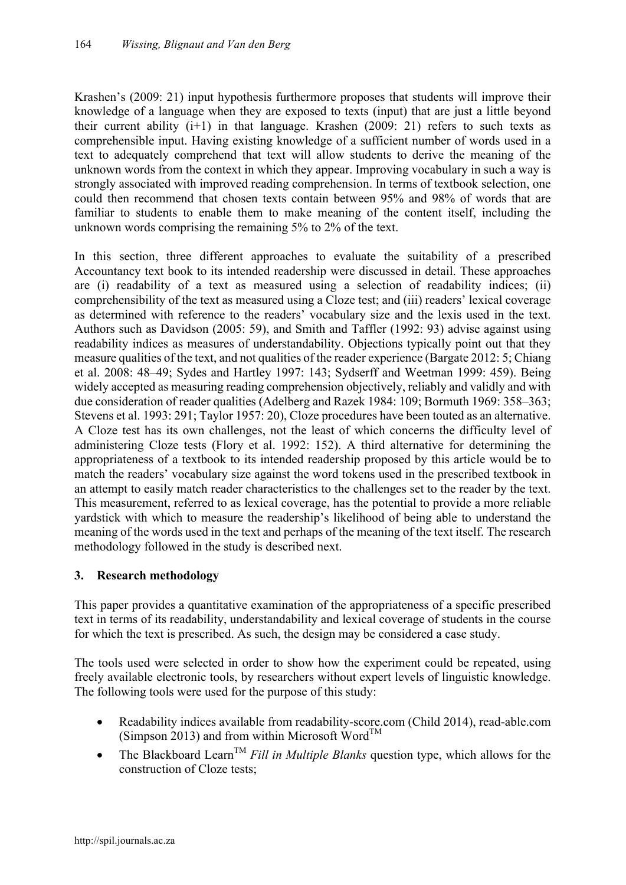Krashen's (2009: 21) input hypothesis furthermore proposes that students will improve their knowledge of a language when they are exposed to texts (input) that are just a little beyond their current ability (i+1) in that language. Krashen (2009: 21) refers to such texts as comprehensible input. Having existing knowledge of a sufficient number of words used in a text to adequately comprehend that text will allow students to derive the meaning of the unknown words from the context in which they appear. Improving vocabulary in such a way is strongly associated with improved reading comprehension. In terms of textbook selection, one could then recommend that chosen texts contain between 95% and 98% of words that are familiar to students to enable them to make meaning of the content itself, including the unknown words comprising the remaining 5% to 2% of the text.

In this section, three different approaches to evaluate the suitability of a prescribed Accountancy text book to its intended readership were discussed in detail. These approaches are (i) readability of a text as measured using a selection of readability indices; (ii) comprehensibility of the text as measured using a Cloze test; and (iii) readers' lexical coverage as determined with reference to the readers' vocabulary size and the lexis used in the text. Authors such as Davidson (2005: 59), and Smith and Taffler (1992: 93) advise against using readability indices as measures of understandability. Objections typically point out that they measure qualities of the text, and not qualities of the reader experience (Bargate 2012: 5; Chiang et al. 2008: 48–49; Sydes and Hartley 1997: 143; Sydserff and Weetman 1999: 459). Being widely accepted as measuring reading comprehension objectively, reliably and validly and with due consideration of reader qualities (Adelberg and Razek 1984: 109; Bormuth 1969: 358–363; Stevens et al. 1993: 291; Taylor 1957: 20), Cloze procedures have been touted as an alternative. A Cloze test has its own challenges, not the least of which concerns the difficulty level of administering Cloze tests (Flory et al. 1992: 152). A third alternative for determining the appropriateness of a textbook to its intended readership proposed by this article would be to match the readers' vocabulary size against the word tokens used in the prescribed textbook in an attempt to easily match reader characteristics to the challenges set to the reader by the text. This measurement, referred to as lexical coverage, has the potential to provide a more reliable yardstick with which to measure the readership's likelihood of being able to understand the meaning of the words used in the text and perhaps of the meaning of the text itself. The research methodology followed in the study is described next.

## 3. Research methodology

This paper provides a quantitative examination of the appropriateness of a specific prescribed text in terms of its readability, understandability and lexical coverage of students in the course for which the text is prescribed. As such, the design may be considered a case study.

The tools used were selected in order to show how the experiment could be repeated, using freely available electronic tools, by researchers without expert levels of linguistic knowledge. The following tools were used for the purpose of this study:

- Readability indices available from readability-score.com (Child 2014), read-able.com (Simpson 2013) and from within Microsoft Word™
- The Blackboard Learn™ *Fill in Multiple Blanks* question type, which allows for the construction of Cloze tests;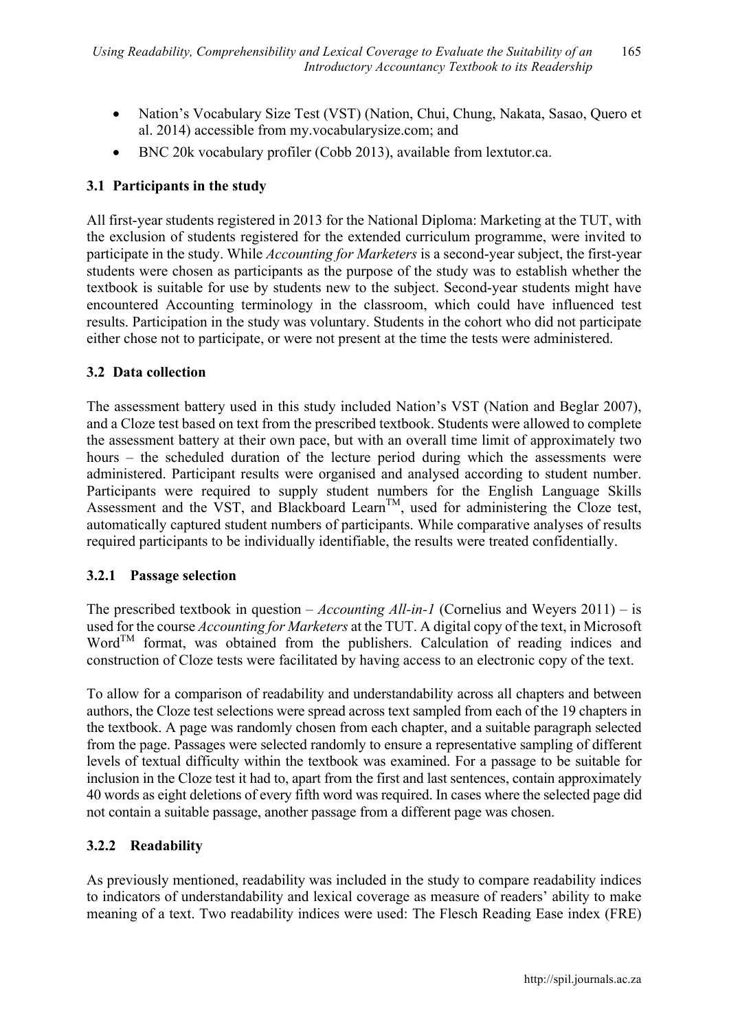- Nation's Vocabulary Size Test (VST) (Nation, Chui, Chung, Nakata, Sasao, Quero et al. 2014) accessible from my.vocabularysize.com; and
- BNC 20k vocabulary profiler (Cobb 2013), available from lextutor.ca.

### 3.1 Participants in the study

All first-year students registered in 2013 for the National Diploma: Marketing at the TUT, with the exclusion of students registered for the extended curriculum programme, were invited to participate in the study. While *Accounting for Marketers* is a second-year subject, the first-year students were chosen as participants as the purpose of the study was to establish whether the textbook is suitable for use by students new to the subject. Second-year students might have encountered Accounting terminology in the classroom, which could have influenced test results. Participation in the study was voluntary. Students in the cohort who did not participate either chose not to participate, or were not present at the time the tests were administered.

### 3.2 Data collection

The assessment battery used in this study included Nation's VST (Nation and Beglar 2007), and a Cloze test based on text from the prescribed textbook. Students were allowed to complete the assessment battery at their own pace, but with an overall time limit of approximately two hours – the scheduled duration of the lecture period during which the assessments were administered. Participant results were organised and analysed according to student number. Participants were required to supply student numbers for the English Language Skills Assessment and the VST, and Blackboard Learn™, used for administering the Cloze test, automatically captured student numbers of participants. While comparative analyses of results required participants to be individually identifiable, the results were treated confidentially.

#### 3.2.1 Passage selection

The prescribed textbook in question – *Accounting All-in-1* (Cornelius and Weyers 2011) – is used for the course *Accounting for Marketers* at the TUT. A digital copy of the text, in Microsoft Word™ format, was obtained from the publishers. Calculation of reading indices and construction of Cloze tests were facilitated by having access to an electronic copy of the text.

To allow for a comparison of readability and understandability across all chapters and between authors, the Cloze test selections were spread across text sampled from each of the 19 chapters in the textbook. A page was randomly chosen from each chapter, and a suitable paragraph selected from the page. Passages were selected randomly to ensure a representative sampling of different levels of textual difficulty within the textbook was examined. For a passage to be suitable for inclusion in the Cloze test it had to, apart from the first and last sentences, contain approximately 40 words as eight deletions of every fifth word was required. In cases where the selected page did not contain a suitable passage, another passage from a different page was chosen.

#### 3.2.2 Readability

As previously mentioned, readability was included in the study to compare readability indices to indicators of understandability and lexical coverage as measure of readers' ability to make meaning of a text. Two readability indices were used: The Flesch Reading Ease index (FRE)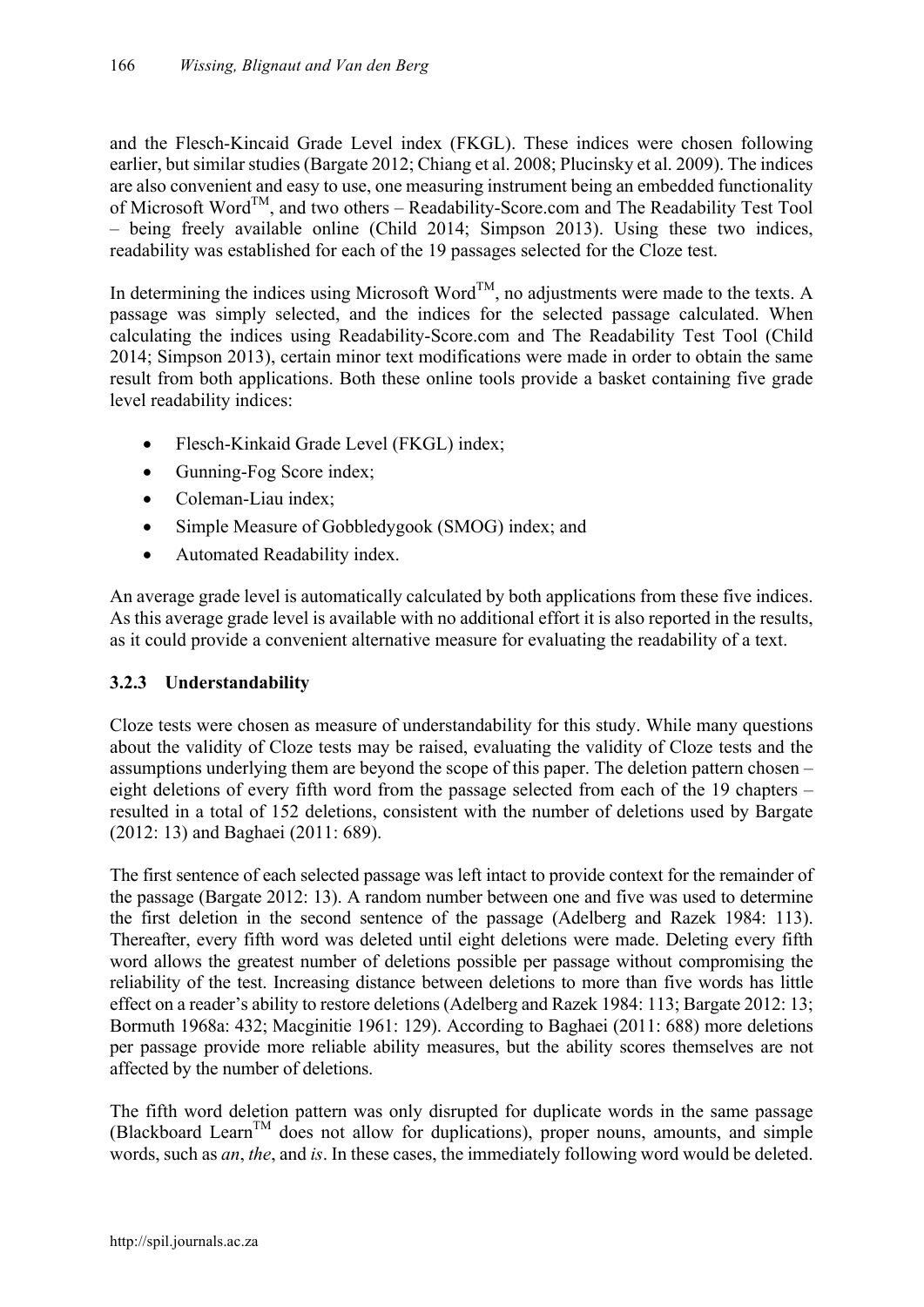and the Flesch-Kincaid Grade Level index (FKGL). These indices were chosen following earlier, but similar studies (Bargate 2012; Chiang et al. 2008; Plucinsky et al. 2009). The indices are also convenient and easy to use, one measuring instrument being an embedded functionality of Microsoft Word™, and two others – Readability-Score.com and The Readability Test Tool – being freely available online (Child 2014; Simpson 2013). Using these two indices, readability was established for each of the 19 passages selected for the Cloze test.

In determining the indices using Microsoft Word™, no adjustments were made to the texts. A passage was simply selected, and the indices for the selected passage calculated. When calculating the indices using Readability-Score.com and The Readability Test Tool (Child 2014; Simpson 2013), certain minor text modifications were made in order to obtain the same result from both applications. Both these online tools provide a basket containing five grade level readability indices:

- Flesch-Kinkaid Grade Level (FKGL) index;
- Gunning-Fog Score index;
- Coleman-Liau index;
- Simple Measure of Gobbledygook (SMOG) index; and
- Automated Readability index.

An average grade level is automatically calculated by both applications from these five indices. As this average grade level is available with no additional effort it is also reported in the results, as it could provide a convenient alternative measure for evaluating the readability of a text.

### 3.2.3 Understandability

Cloze tests were chosen as measure of understandability for this study. While many questions about the validity of Cloze tests may be raised, evaluating the validity of Cloze tests and the assumptions underlying them are beyond the scope of this paper. The deletion pattern chosen – eight deletions of every fifth word from the passage selected from each of the 19 chapters – resulted in a total of 152 deletions, consistent with the number of deletions used by Bargate (2012: 13) and Baghaei (2011: 689).

The first sentence of each selected passage was left intact to provide context for the remainder of the passage (Bargate 2012: 13). A random number between one and five was used to determine the first deletion in the second sentence of the passage (Adelberg and Razek 1984: 113). Thereafter, every fifth word was deleted until eight deletions were made. Deleting every fifth word allows the greatest number of deletions possible per passage without compromising the reliability of the test. Increasing distance between deletions to more than five words has little effect on a reader's ability to restore deletions (Adelberg and Razek 1984: 113; Bargate 2012: 13; Bormuth 1968a: 432; Macginitie 1961: 129). According to Baghaei (2011: 688) more deletions per passage provide more reliable ability measures, but the ability scores themselves are not affected by the number of deletions.

The fifth word deletion pattern was only disrupted for duplicate words in the same passage (Blackboard Learn™ does not allow for duplications), proper nouns, amounts, and simple words, such as *an*, *the*, and *is*. In these cases, the immediately following word would be deleted.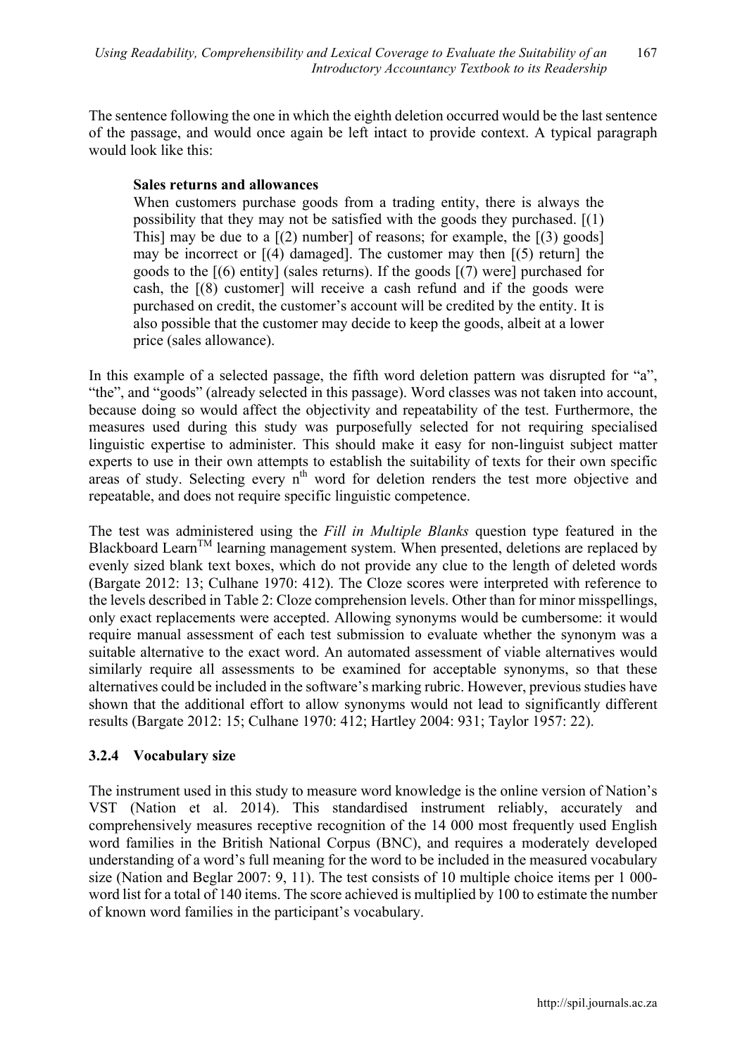The sentence following the one in which the eighth deletion occurred would be the last sentence of the passage, and would once again be left intact to provide context. A typical paragraph would look like this:

> **Sales returns and allowances**
> When customers purchase goods from a trading entity, there is always the possibility that they may not be satisfied with the goods they purchased. [(1) This] may be due to a [(2) number] of reasons; for example, the [(3) goods] may be incorrect or [(4) damaged]. The customer may then [(5) return] the goods to the [(6) entity] (sales returns). If the goods [(7) were] purchased for cash, the [(8) customer] will receive a cash refund and if the goods were purchased on credit, the customer's account will be credited by the entity. It is also possible that the customer may decide to keep the goods, albeit at a lower price (sales allowance).

In this example of a selected passage, the fifth word deletion pattern was disrupted for "a", "the", and "goods" (already selected in this passage). Word classes was not taken into account, because doing so would affect the objectivity and repeatability of the test. Furthermore, the measures used during this study was purposefully selected for not requiring specialised linguistic expertise to administer. This should make it easy for non-linguist subject matter experts to use in their own attempts to establish the suitability of texts for their own specific areas of study. Selecting every n[th] word for deletion renders the test more objective and repeatable, and does not require specific linguistic competence.

The test was administered using the *Fill in Multiple Blanks* question type featured in the Blackboard Learn[TM] learning management system. When presented, deletions are replaced by evenly sized blank text boxes, which do not provide any clue to the length of deleted words (Bargate 2012: 13; Culhane 1970: 412). The Cloze scores were interpreted with reference to the levels described in Table 2: Cloze comprehension levels. Other than for minor misspellings, only exact replacements were accepted. Allowing synonyms would be cumbersome: it would require manual assessment of each test submission to evaluate whether the synonym was a suitable alternative to the exact word. An automated assessment of viable alternatives would similarly require all assessments to be examined for acceptable synonyms, so that these alternatives could be included in the software's marking rubric. However, previous studies have shown that the additional effort to allow synonyms would not lead to significantly different results (Bargate 2012: 15; Culhane 1970: 412; Hartley 2004: 931; Taylor 1957: 22).

### 3.2.4 Vocabulary size

The instrument used in this study to measure word knowledge is the online version of Nation's VST (Nation et al. 2014). This standardised instrument reliably, accurately and comprehensively measures receptive recognition of the 14 000 most frequently used English word families in the British National Corpus (BNC), and requires a moderately developed understanding of a word's full meaning for the word to be included in the measured vocabulary size (Nation and Beglar 2007: 9, 11). The test consists of 10 multiple choice items per 1 000-word list for a total of 140 items. The score achieved is multiplied by 100 to estimate the number of known word families in the participant's vocabulary.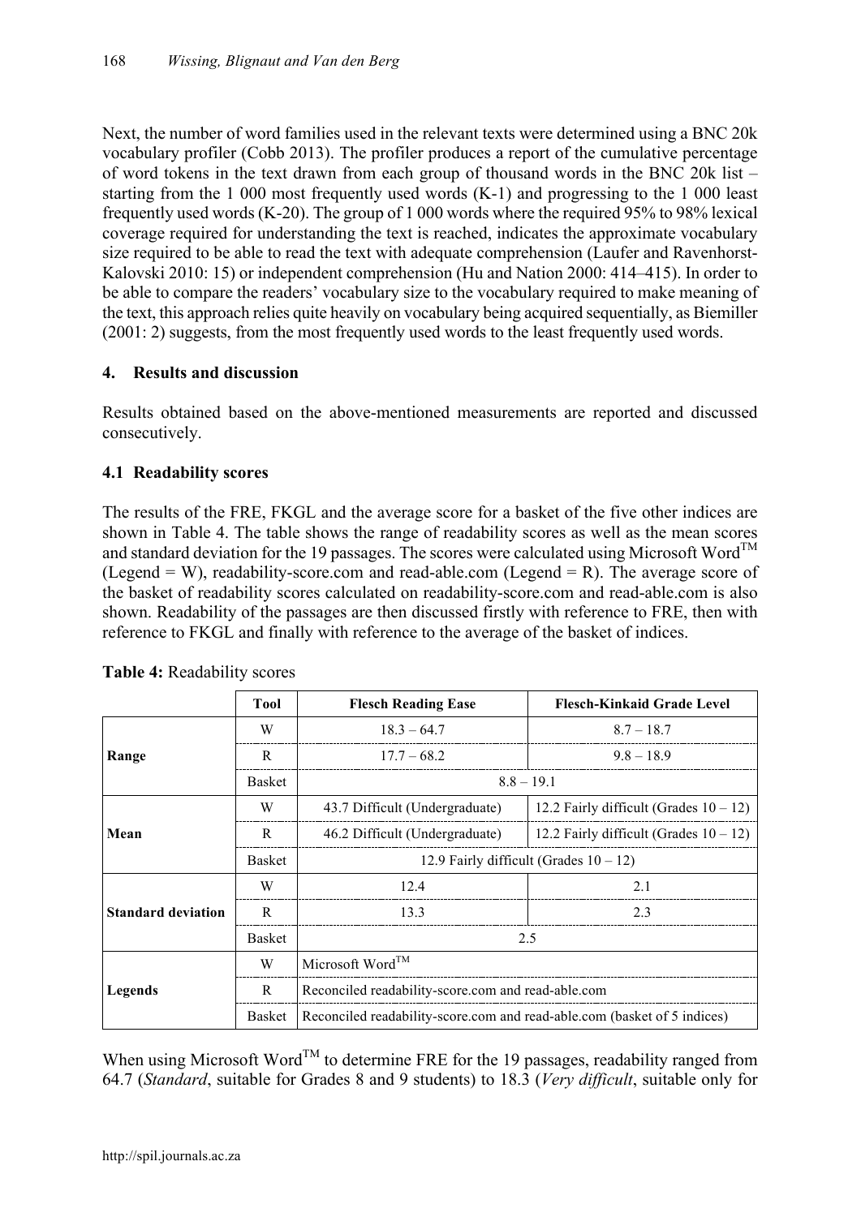Next, the number of word families used in the relevant texts were determined using a BNC 20k vocabulary profiler (Cobb 2013). The profiler produces a report of the cumulative percentage of word tokens in the text drawn from each group of thousand words in the BNC 20k list – starting from the 1 000 most frequently used words (K-1) and progressing to the 1 000 least frequently used words (K-20). The group of 1 000 words where the required 95% to 98% lexical coverage required for understanding the text is reached, indicates the approximate vocabulary size required to be able to read the text with adequate comprehension (Laufer and Ravenhorst-Kalovski 2010: 15) or independent comprehension (Hu and Nation 2000: 414–415). In order to be able to compare the readers' vocabulary size to the vocabulary required to make meaning of the text, this approach relies quite heavily on vocabulary being acquired sequentially, as Biemiller (2001: 2) suggests, from the most frequently used words to the least frequently used words.

## 4. Results and discussion

Results obtained based on the above-mentioned measurements are reported and discussed consecutively.

### 4.1 Readability scores

The results of the FRE, FKGL and the average score for a basket of the five other indices are shown in Table 4. The table shows the range of readability scores as well as the mean scores and standard deviation for the 19 passages. The scores were calculated using Microsoft Word™ (Legend = W), readability-score.com and read-able.com (Legend = R). The average score of the basket of readability scores calculated on readability-score.com and read-able.com is also shown. Readability of the passages are then discussed firstly with reference to FRE, then with reference to FKGL and finally with reference to the average of the basket of indices.

**Table 4:** Readability scores

| | Tool | Flesch Reading Ease | Flesch-Kinkaid Grade Level |
|---|---|---|---|
| **Range** | W | 18.3 – 64.7 | 8.7 – 18.7 |
| | R | 17.7 – 68.2 | 9.8 – 18.9 |
| | Basket | 8.8 – 19.1 | |
| **Mean** | W | 43.7 Difficult (Undergraduate) | 12.2 Fairly difficult (Grades 10 – 12) |
| | R | 46.2 Difficult (Undergraduate) | 12.2 Fairly difficult (Grades 10 – 12) |
| | Basket | 12.9 Fairly difficult (Grades 10 – 12) | |
| **Standard deviation** | W | 12.4 | 2.1 |
| | R | 13.3 | 2.3 |
| | Basket | 2.5 | |
| **Legends** | W | Microsoft Word™ | |
| | R | Reconciled readability-score.com and read-able.com | |
| | Basket | Reconciled readability-score.com and read-able.com (basket of 5 indices) | |

When using Microsoft Word™ to determine FRE for the 19 passages, readability ranged from 64.7 (*Standard*, suitable for Grades 8 and 9 students) to 18.3 (*Very difficult*, suitable only for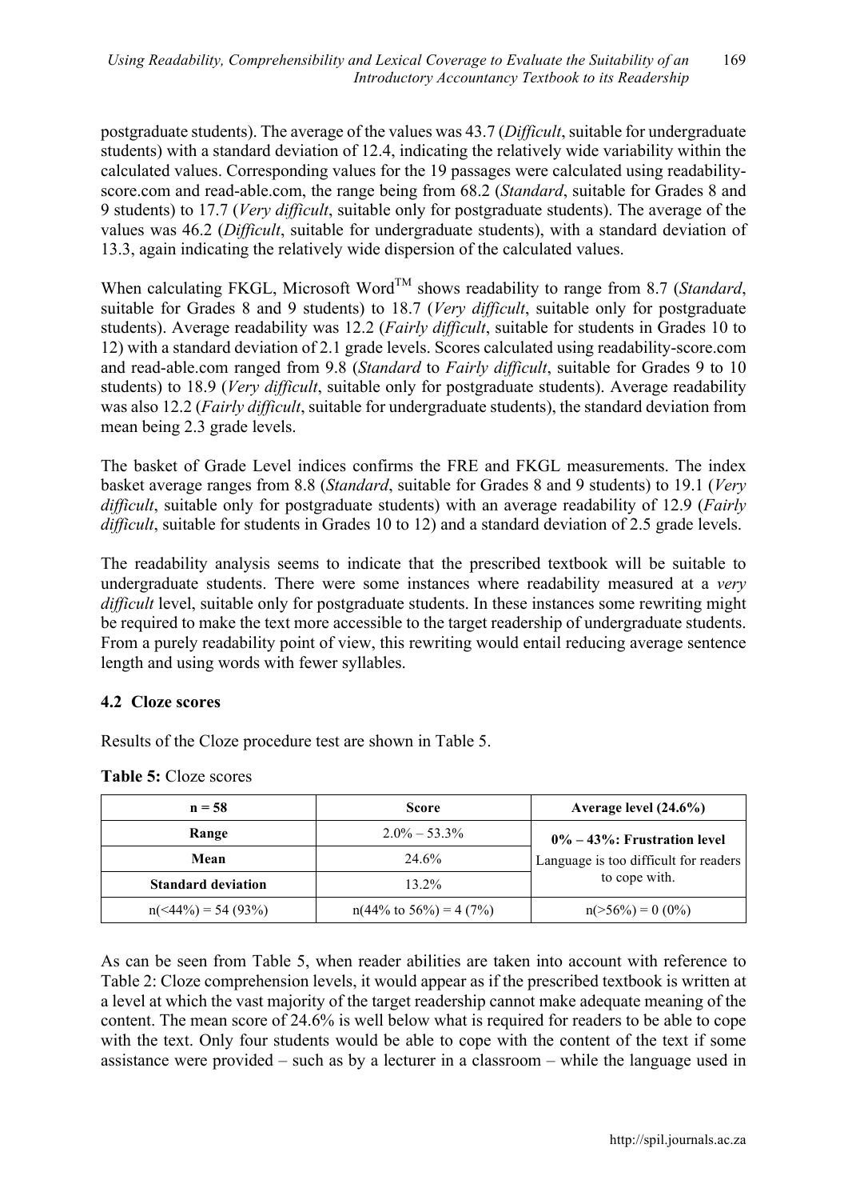postgraduate students). The average of the values was 43.7 (*Difficult*, suitable for undergraduate students) with a standard deviation of 12.4, indicating the relatively wide variability within the calculated values. Corresponding values for the 19 passages were calculated using readability-score.com and read-able.com, the range being from 68.2 (*Standard*, suitable for Grades 8 and 9 students) to 17.7 (*Very difficult*, suitable only for postgraduate students). The average of the values was 46.2 (*Difficult*, suitable for undergraduate students), with a standard deviation of 13.3, again indicating the relatively wide dispersion of the calculated values.

When calculating FKGL, Microsoft Word™ shows readability to range from 8.7 (*Standard*, suitable for Grades 8 and 9 students) to 18.7 (*Very difficult*, suitable only for postgraduate students). Average readability was 12.2 (*Fairly difficult*, suitable for students in Grades 10 to 12) with a standard deviation of 2.1 grade levels. Scores calculated using readability-score.com and read-able.com ranged from 9.8 (*Standard* to *Fairly difficult*, suitable for Grades 9 to 10 students) to 18.9 (*Very difficult*, suitable only for postgraduate students). Average readability was also 12.2 (*Fairly difficult*, suitable for undergraduate students), the standard deviation from mean being 2.3 grade levels.

The basket of Grade Level indices confirms the FRE and FKGL measurements. The index basket average ranges from 8.8 (*Standard*, suitable for Grades 8 and 9 students) to 19.1 (*Very difficult*, suitable only for postgraduate students) with an average readability of 12.9 (*Fairly difficult*, suitable for students in Grades 10 to 12) and a standard deviation of 2.5 grade levels.

The readability analysis seems to indicate that the prescribed textbook will be suitable to undergraduate students. There were some instances where readability measured at a *very difficult* level, suitable only for postgraduate students. In these instances some rewriting might be required to make the text more accessible to the target readership of undergraduate students. From a purely readability point of view, this rewriting would entail reducing average sentence length and using words with fewer syllables.

### 4.2 Cloze scores

Results of the Cloze procedure test are shown in Table 5.

**Table 5:** Cloze scores

| n = 58 | Score | Average level (24.6%) |
|---|---|---|
| **Range** | 2.0% – 53.3% | **0% – 43%: Frustration level** Language is too difficult for readers to cope with. |
| **Mean** | 24.6% | |
| **Standard deviation** | 13.2% | |
| n(<44%) = 54 (93%) | n(44% to 56%) = 4 (7%) | n(>56%) = 0 (0%) |

As can be seen from Table 5, when reader abilities are taken into account with reference to Table 2: Cloze comprehension levels, it would appear as if the prescribed textbook is written at a level at which the vast majority of the target readership cannot make adequate meaning of the content. The mean score of 24.6% is well below what is required for readers to be able to cope with the text. Only four students would be able to cope with the content of the text if some assistance were provided – such as by a lecturer in a classroom – while the language used in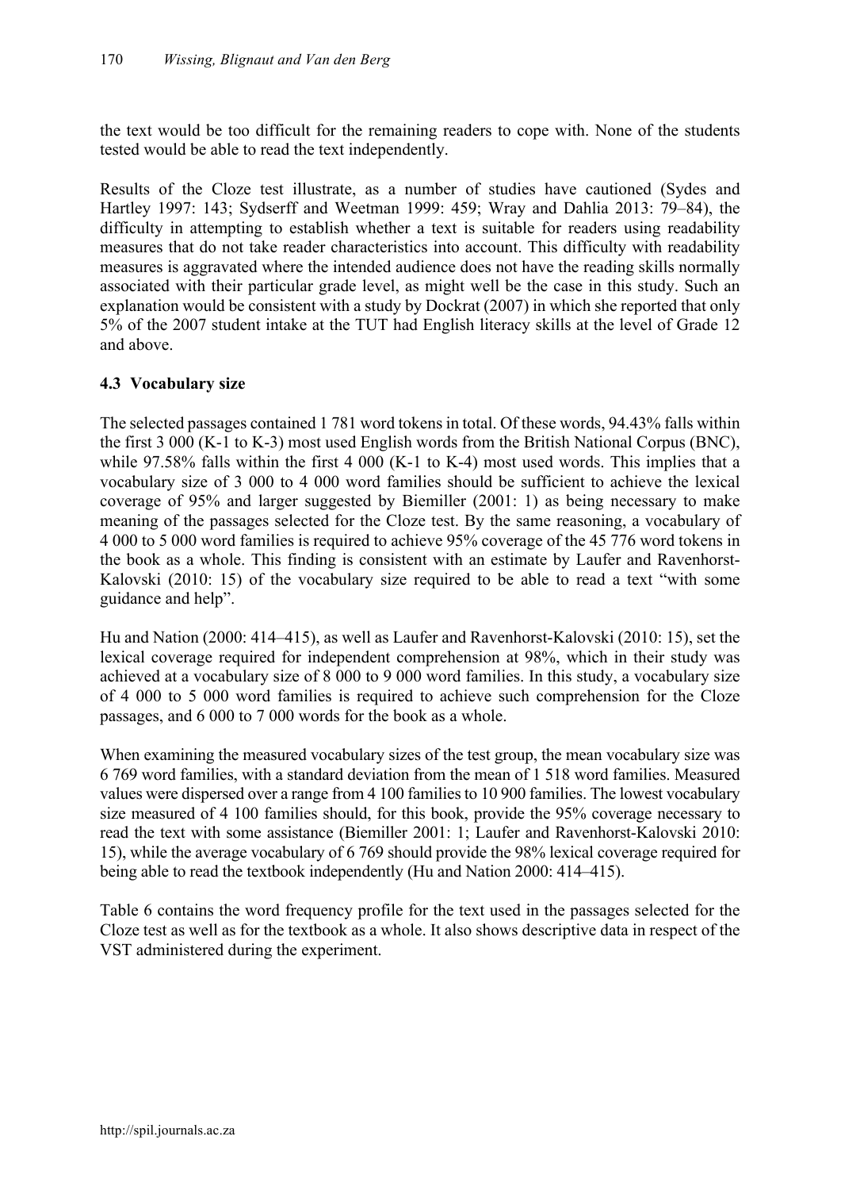the text would be too difficult for the remaining readers to cope with. None of the students tested would be able to read the text independently.

Results of the Cloze test illustrate, as a number of studies have cautioned (Sydes and Hartley 1997: 143; Sydserff and Weetman 1999: 459; Wray and Dahlia 2013: 79–84), the difficulty in attempting to establish whether a text is suitable for readers using readability measures that do not take reader characteristics into account. This difficulty with readability measures is aggravated where the intended audience does not have the reading skills normally associated with their particular grade level, as might well be the case in this study. Such an explanation would be consistent with a study by Dockrat (2007) in which she reported that only 5% of the 2007 student intake at the TUT had English literacy skills at the level of Grade 12 and above.

### 4.3 Vocabulary size

The selected passages contained 1 781 word tokens in total. Of these words, 94.43% falls within the first 3 000 (K-1 to K-3) most used English words from the British National Corpus (BNC), while 97.58% falls within the first 4 000 (K-1 to K-4) most used words. This implies that a vocabulary size of 3 000 to 4 000 word families should be sufficient to achieve the lexical coverage of 95% and larger suggested by Biemiller (2001: 1) as being necessary to make meaning of the passages selected for the Cloze test. By the same reasoning, a vocabulary of 4 000 to 5 000 word families is required to achieve 95% coverage of the 45 776 word tokens in the book as a whole. This finding is consistent with an estimate by Laufer and Ravenhorst-Kalovski (2010: 15) of the vocabulary size required to be able to read a text "with some guidance and help".

Hu and Nation (2000: 414–415), as well as Laufer and Ravenhorst-Kalovski (2010: 15), set the lexical coverage required for independent comprehension at 98%, which in their study was achieved at a vocabulary size of 8 000 to 9 000 word families. In this study, a vocabulary size of 4 000 to 5 000 word families is required to achieve such comprehension for the Cloze passages, and 6 000 to 7 000 words for the book as a whole.

When examining the measured vocabulary sizes of the test group, the mean vocabulary size was 6 769 word families, with a standard deviation from the mean of 1 518 word families. Measured values were dispersed over a range from 4 100 families to 10 900 families. The lowest vocabulary size measured of 4 100 families should, for this book, provide the 95% coverage necessary to read the text with some assistance (Biemiller 2001: 1; Laufer and Ravenhorst-Kalovski 2010: 15), while the average vocabulary of 6 769 should provide the 98% lexical coverage required for being able to read the textbook independently (Hu and Nation 2000: 414–415).

Table 6 contains the word frequency profile for the text used in the passages selected for the Cloze test as well as for the textbook as a whole. It also shows descriptive data in respect of the VST administered during the experiment.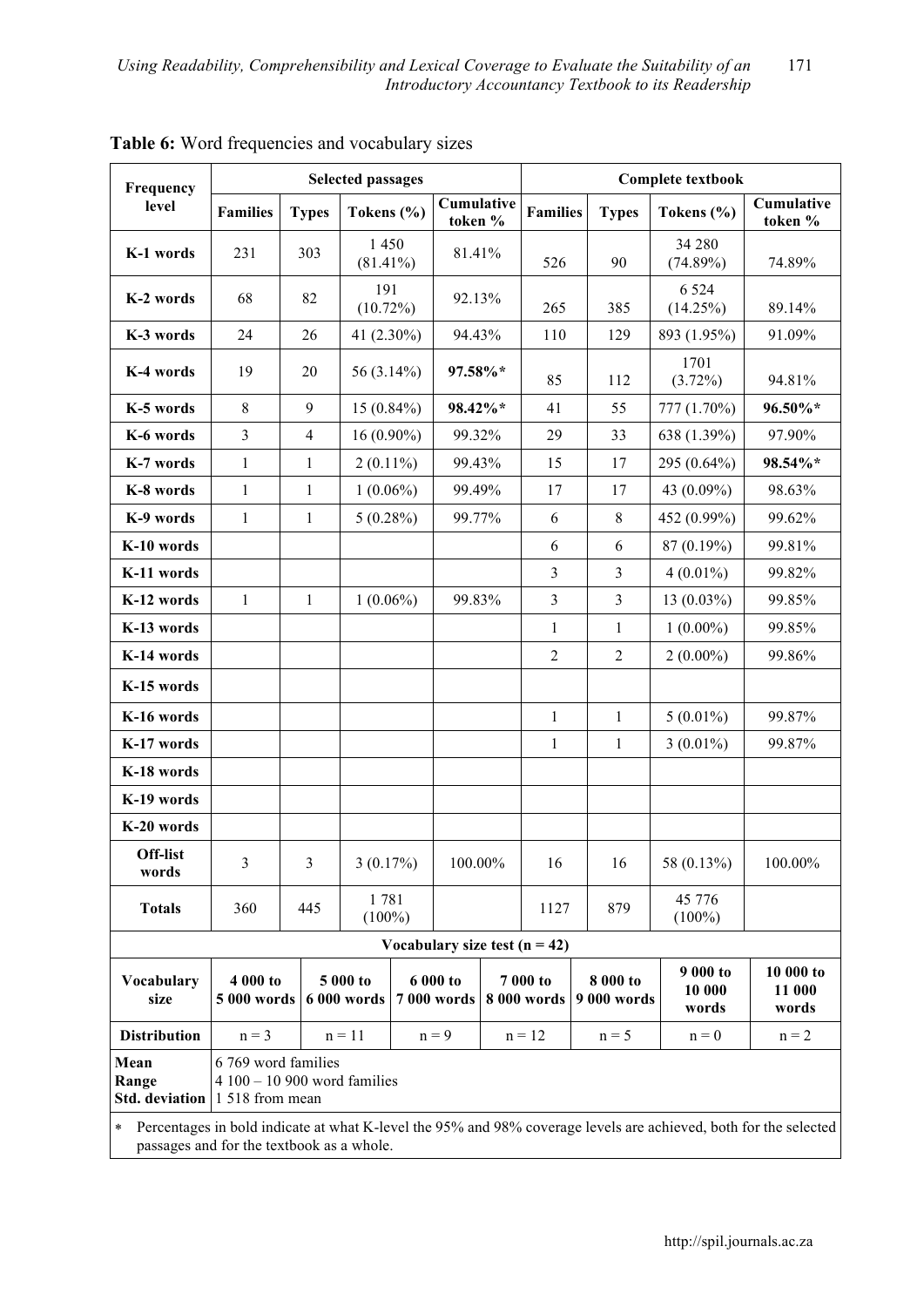**Table 6:** Word frequencies and vocabulary sizes

| Frequency level | Selected passages | | | | Complete textbook | | | |
|---|---|---|---|---|---|---|---|---|
| | Families | Types | Tokens (%) | Cumulative token % | Families | Types | Tokens (%) | Cumulative token % |
| **K-1 words** | 231 | 303 | 1 450 (81.41%) | 81.41% | 526 | 90 | 34 280 (74.89%) | 74.89% |
| **K-2 words** | 68 | 82 | 191 (10.72%) | 92.13% | 265 | 385 | 6 524 (14.25%) | 89.14% |
| **K-3 words** | 24 | 26 | 41 (2.30%) | 94.43% | 110 | 129 | 893 (1.95%) | 91.09% |
| **K-4 words** | 19 | 20 | 56 (3.14%) | **97.58%*** | 85 | 112 | 1701 (3.72%) | 94.81% |
| **K-5 words** | 8 | 9 | 15 (0.84%) | **98.42%*** | 41 | 55 | 777 (1.70%) | **96.50%*** |
| **K-6 words** | 3 | 4 | 16 (0.90%) | 99.32% | 29 | 33 | 638 (1.39%) | 97.90% |
| **K-7 words** | 1 | 1 | 2 (0.11%) | 99.43% | 15 | 17 | 295 (0.64%) | **98.54%*** |
| **K-8 words** | 1 | 1 | 1 (0.06%) | 99.49% | 17 | 17 | 43 (0.09%) | 98.63% |
| **K-9 words** | 1 | 1 | 5 (0.28%) | 99.77% | 6 | 8 | 452 (0.99%) | 99.62% |
| **K-10 words** | | | | | 6 | 6 | 87 (0.19%) | 99.81% |
| **K-11 words** | | | | | 3 | 3 | 4 (0.01%) | 99.82% |
| **K-12 words** | 1 | 1 | 1 (0.06%) | 99.83% | 3 | 3 | 13 (0.03%) | 99.85% |
| **K-13 words** | | | | | 1 | 1 | 1 (0.00%) | 99.85% |
| **K-14 words** | | | | | 2 | 2 | 2 (0.00%) | 99.86% |
| **K-15 words** | | | | | | | | |
| **K-16 words** | | | | | 1 | 1 | 5 (0.01%) | 99.87% |
| **K-17 words** | | | | | 1 | 1 | 3 (0.01%) | 99.87% |
| **K-18 words** | | | | | | | | |
| **K-19 words** | | | | | | | | |
| **K-20 words** | | | | | | | | |
| **Off-list words** | 3 | 3 | 3 (0.17%) | 100.00% | 16 | 16 | 58 (0.13%) | 100.00% |
| **Totals** | 360 | 445 | 1 781 (100%) | | 1127 | 879 | 45 776 (100%) | |

**Vocabulary size test (n = 42)**

| Vocabulary size | 4 000 to 5 000 words | 5 000 to 6 000 words | 6 000 to 7 000 words | 7 000 to 8 000 words | 8 000 to 9 000 words | 9 000 to 10 000 words | 10 000 to 11 000 words |
|---|---|---|---|---|---|---|---|
| **Distribution** | n = 3 | n = 11 | n = 9 | n = 12 | n = 5 | n = 0 | n = 2 |
| **Mean** | 6 769 word families | | | | | | |
| **Range** | 4 100 – 10 900 word families | | | | | | |
| **Std. deviation** | 1 518 from mean | | | | | | |

\* Percentages in bold indicate at what K-level the 95% and 98% coverage levels are achieved, both for the selected passages and for the textbook as a whole.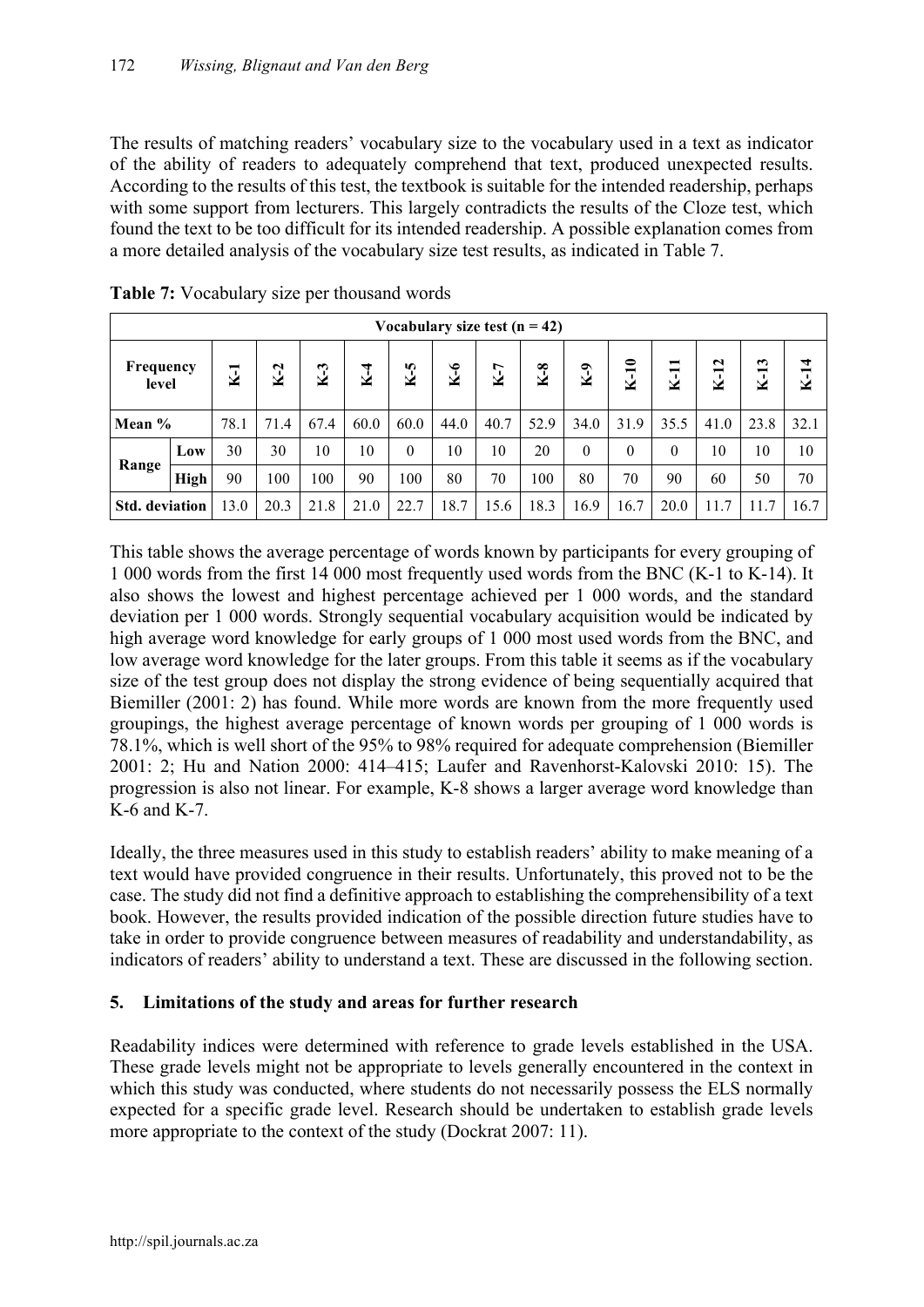The results of matching readers' vocabulary size to the vocabulary used in a text as indicator of the ability of readers to adequately comprehend that text, produced unexpected results. According to the results of this test, the textbook is suitable for the intended readership, perhaps with some support from lecturers. This largely contradicts the results of the Cloze test, which found the text to be too difficult for its intended readership. A possible explanation comes from a more detailed analysis of the vocabulary size test results, as indicated in Table 7.

**Table 7:** Vocabulary size per thousand words

| Vocabulary size test (n = 42) | | | | | | | | | | | | | | | |
|---|---|---|---|---|---|---|---|---|---|---|---|---|---|---|---|
| Frequency level | | K-1 | K-2 | K-3 | K-4 | K-5 | K-6 | K-7 | K-8 | K-9 | K-10 | K-11 | K-12 | K-13 | K-14 |
| Mean % | | 78.1 | 71.4 | 67.4 | 60.0 | 60.0 | 44.0 | 40.7 | 52.9 | 34.0 | 31.9 | 35.5 | 41.0 | 23.8 | 32.1 |
| Range | Low | 30 | 30 | 10 | 10 | 0 | 10 | 10 | 20 | 0 | 0 | 0 | 10 | 10 | 10 |
| | High | 90 | 100 | 100 | 90 | 100 | 80 | 70 | 100 | 80 | 70 | 90 | 60 | 50 | 70 |
| Std. deviation | | 13.0 | 20.3 | 21.8 | 21.0 | 22.7 | 18.7 | 15.6 | 18.3 | 16.9 | 16.7 | 20.0 | 11.7 | 11.7 | 16.7 |

This table shows the average percentage of words known by participants for every grouping of 1 000 words from the first 14 000 most frequently used words from the BNC (K-1 to K-14). It also shows the lowest and highest percentage achieved per 1 000 words, and the standard deviation per 1 000 words. Strongly sequential vocabulary acquisition would be indicated by high average word knowledge for early groups of 1 000 most used words from the BNC, and low average word knowledge for the later groups. From this table it seems as if the vocabulary size of the test group does not display the strong evidence of being sequentially acquired that Biemiller (2001: 2) has found. While more words are known from the more frequently used groupings, the highest average percentage of known words per grouping of 1 000 words is 78.1%, which is well short of the 95% to 98% required for adequate comprehension (Biemiller 2001: 2; Hu and Nation 2000: 414–415; Laufer and Ravenhorst-Kalovski 2010: 15). The progression is also not linear. For example, K-8 shows a larger average word knowledge than K-6 and K-7.

Ideally, the three measures used in this study to establish readers' ability to make meaning of a text would have provided congruence in their results. Unfortunately, this proved not to be the case. The study did not find a definitive approach to establishing the comprehensibility of a text book. However, the results provided indication of the possible direction future studies have to take in order to provide congruence between measures of readability and understandability, as indicators of readers' ability to understand a text. These are discussed in the following section.

## 5. Limitations of the study and areas for further research

Readability indices were determined with reference to grade levels established in the USA. These grade levels might not be appropriate to levels generally encountered in the context in which this study was conducted, where students do not necessarily possess the ELS normally expected for a specific grade level. Research should be undertaken to establish grade levels more appropriate to the context of the study (Dockrat 2007: 11).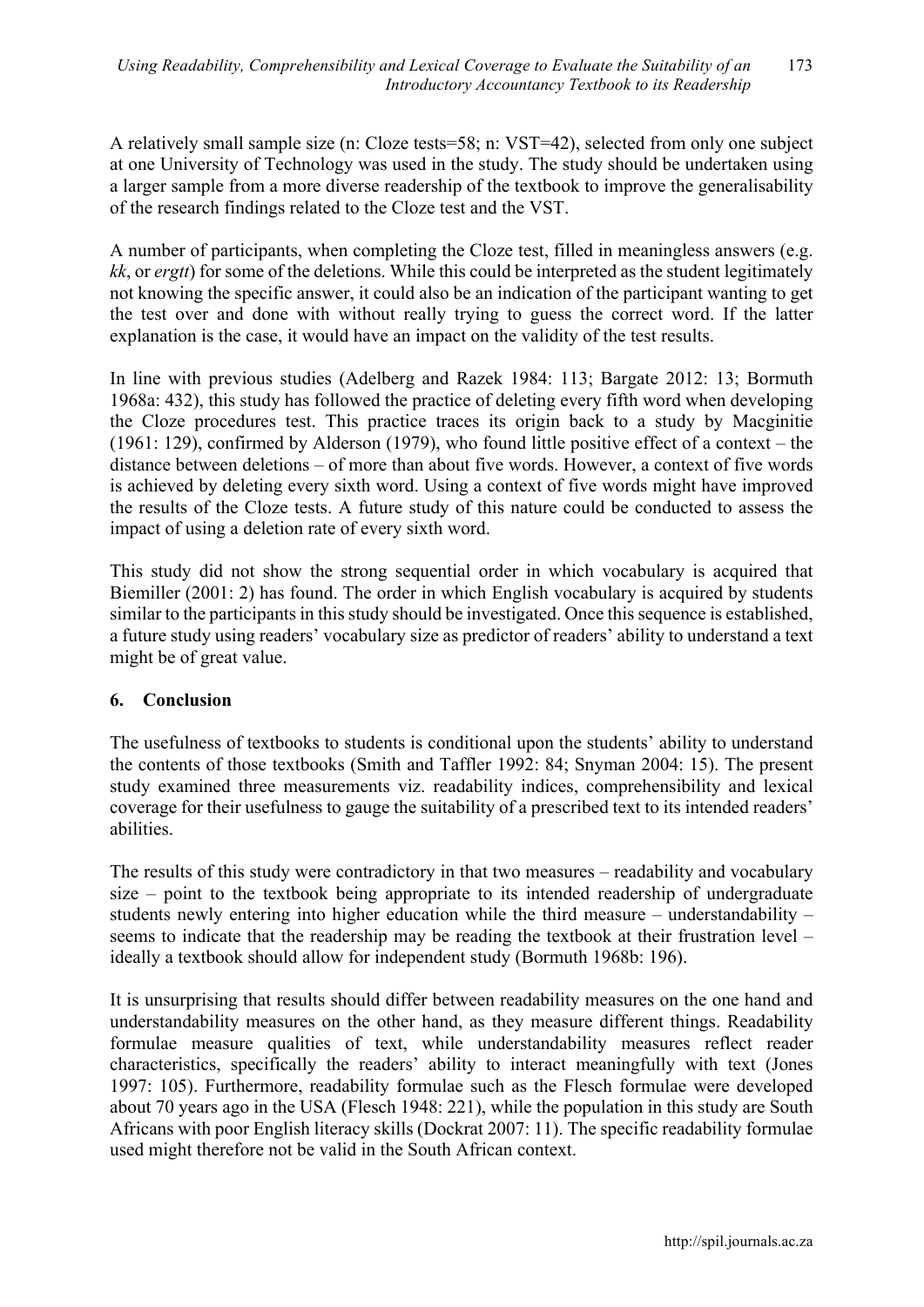A relatively small sample size (n: Cloze tests=58; n: VST=42), selected from only one subject at one University of Technology was used in the study. The study should be undertaken using a larger sample from a more diverse readership of the textbook to improve the generalisability of the research findings related to the Cloze test and the VST.

A number of participants, when completing the Cloze test, filled in meaningless answers (e.g. *kk*, or *ergtt*) for some of the deletions. While this could be interpreted as the student legitimately not knowing the specific answer, it could also be an indication of the participant wanting to get the test over and done with without really trying to guess the correct word. If the latter explanation is the case, it would have an impact on the validity of the test results.

In line with previous studies (Adelberg and Razek 1984: 113; Bargate 2012: 13; Bormuth 1968a: 432), this study has followed the practice of deleting every fifth word when developing the Cloze procedures test. This practice traces its origin back to a study by Macginitie (1961: 129), confirmed by Alderson (1979), who found little positive effect of a context – the distance between deletions – of more than about five words. However, a context of five words is achieved by deleting every sixth word. Using a context of five words might have improved the results of the Cloze tests. A future study of this nature could be conducted to assess the impact of using a deletion rate of every sixth word.

This study did not show the strong sequential order in which vocabulary is acquired that Biemiller (2001: 2) has found. The order in which English vocabulary is acquired by students similar to the participants in this study should be investigated. Once this sequence is established, a future study using readers' vocabulary size as predictor of readers' ability to understand a text might be of great value.

## 6. Conclusion

The usefulness of textbooks to students is conditional upon the students' ability to understand the contents of those textbooks (Smith and Taffler 1992: 84; Snyman 2004: 15). The present study examined three measurements viz. readability indices, comprehensibility and lexical coverage for their usefulness to gauge the suitability of a prescribed text to its intended readers' abilities.

The results of this study were contradictory in that two measures – readability and vocabulary size – point to the textbook being appropriate to its intended readership of undergraduate students newly entering into higher education while the third measure – understandability – seems to indicate that the readership may be reading the textbook at their frustration level – ideally a textbook should allow for independent study (Bormuth 1968b: 196).

It is unsurprising that results should differ between readability measures on the one hand and understandability measures on the other hand, as they measure different things. Readability formulae measure qualities of text, while understandability measures reflect reader characteristics, specifically the readers' ability to interact meaningfully with text (Jones 1997: 105). Furthermore, readability formulae such as the Flesch formulae were developed about 70 years ago in the USA (Flesch 1948: 221), while the population in this study are South Africans with poor English literacy skills (Dockrat 2007: 11). The specific readability formulae used might therefore not be valid in the South African context.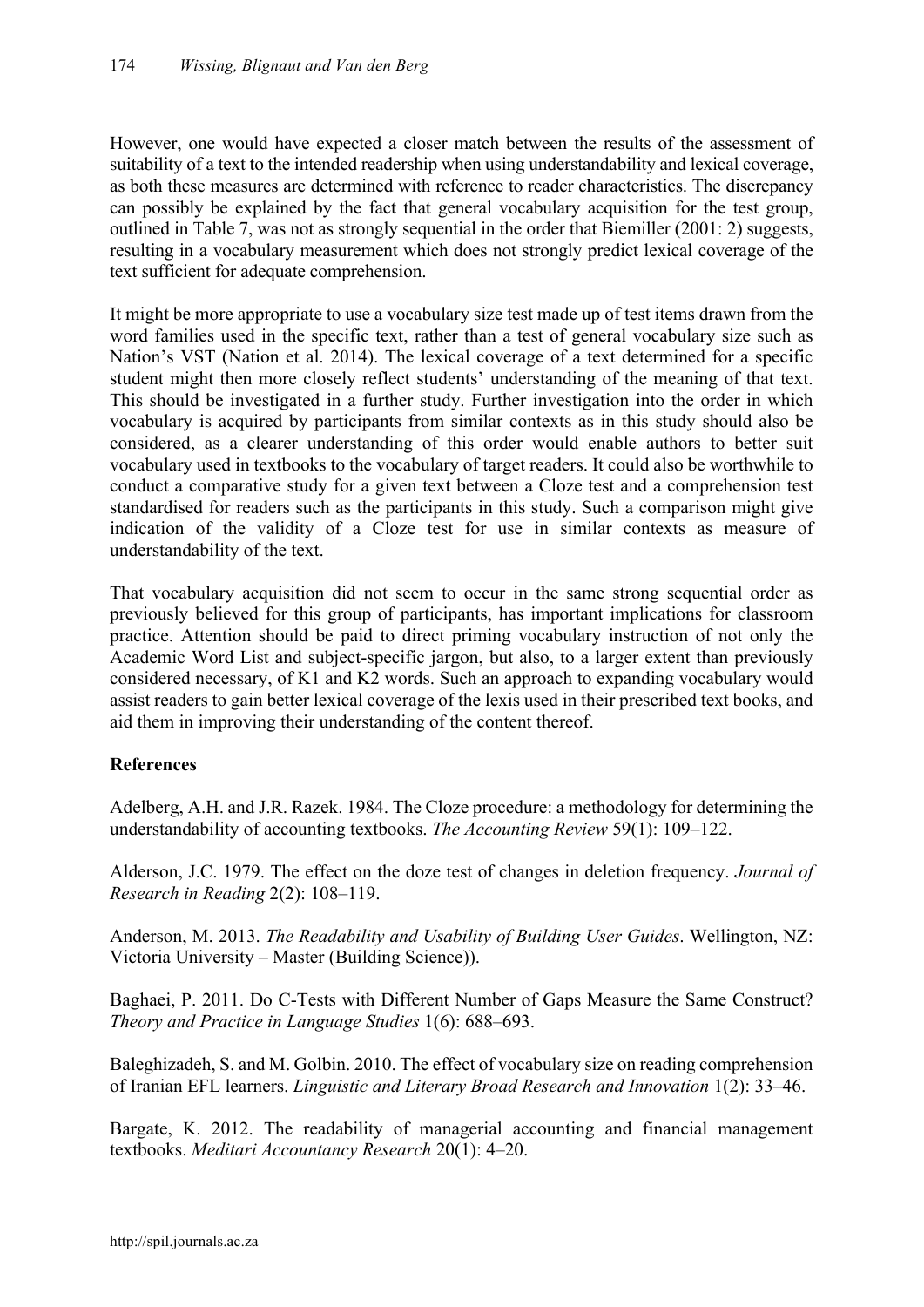However, one would have expected a closer match between the results of the assessment of suitability of a text to the intended readership when using understandability and lexical coverage, as both these measures are determined with reference to reader characteristics. The discrepancy can possibly be explained by the fact that general vocabulary acquisition for the test group, outlined in Table 7, was not as strongly sequential in the order that Biemiller (2001: 2) suggests, resulting in a vocabulary measurement which does not strongly predict lexical coverage of the text sufficient for adequate comprehension.

It might be more appropriate to use a vocabulary size test made up of test items drawn from the word families used in the specific text, rather than a test of general vocabulary size such as Nation's VST (Nation et al. 2014). The lexical coverage of a text determined for a specific student might then more closely reflect students' understanding of the meaning of that text. This should be investigated in a further study. Further investigation into the order in which vocabulary is acquired by participants from similar contexts as in this study should also be considered, as a clearer understanding of this order would enable authors to better suit vocabulary used in textbooks to the vocabulary of target readers. It could also be worthwhile to conduct a comparative study for a given text between a Cloze test and a comprehension test standardised for readers such as the participants in this study. Such a comparison might give indication of the validity of a Cloze test for use in similar contexts as measure of understandability of the text.

That vocabulary acquisition did not seem to occur in the same strong sequential order as previously believed for this group of participants, has important implications for classroom practice. Attention should be paid to direct priming vocabulary instruction of not only the Academic Word List and subject-specific jargon, but also, to a larger extent than previously considered necessary, of K1 and K2 words. Such an approach to expanding vocabulary would assist readers to gain better lexical coverage of the lexis used in their prescribed text books, and aid them in improving their understanding of the content thereof.

**References**

Adelberg, A.H. and J.R. Razek. 1984. The Cloze procedure: a methodology for determining the understandability of accounting textbooks. *The Accounting Review* 59(1): 109–122.

Alderson, J.C. 1979. The effect on the doze test of changes in deletion frequency. *Journal of Research in Reading* 2(2): 108–119.

Anderson, M. 2013. *The Readability and Usability of Building User Guides*. Wellington, NZ: Victoria University – Master (Building Science)).

Baghaei, P. 2011. Do C-Tests with Different Number of Gaps Measure the Same Construct? *Theory and Practice in Language Studies* 1(6): 688–693.

Baleghizadeh, S. and M. Golbin. 2010. The effect of vocabulary size on reading comprehension of Iranian EFL learners. *Linguistic and Literary Broad Research and Innovation* 1(2): 33–46.

Bargate, K. 2012. The readability of managerial accounting and financial management textbooks. *Meditari Accountancy Research* 20(1): 4–20.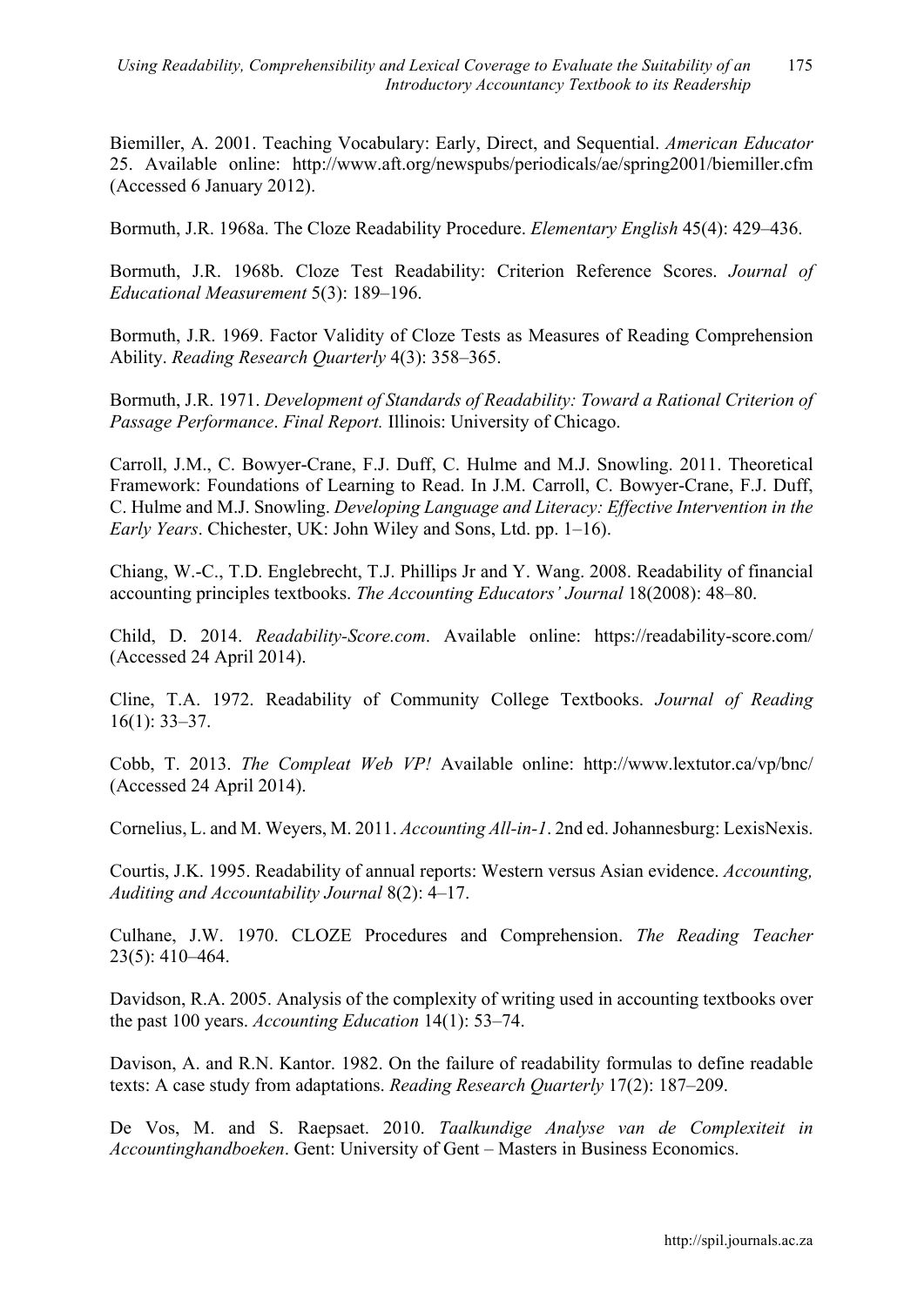Biemiller, A. 2001. Teaching Vocabulary: Early, Direct, and Sequential. *American Educator* 25. Available online: http://www.aft.org/newspubs/periodicals/ae/spring2001/biemiller.cfm (Accessed 6 January 2012).

Bormuth, J.R. 1968a. The Cloze Readability Procedure. *Elementary English* 45(4): 429–436.

Bormuth, J.R. 1968b. Cloze Test Readability: Criterion Reference Scores. *Journal of Educational Measurement* 5(3): 189–196.

Bormuth, J.R. 1969. Factor Validity of Cloze Tests as Measures of Reading Comprehension Ability. *Reading Research Quarterly* 4(3): 358–365.

Bormuth, J.R. 1971. *Development of Standards of Readability: Toward a Rational Criterion of Passage Performance*. *Final Report.* Illinois: University of Chicago.

Carroll, J.M., C. Bowyer-Crane, F.J. Duff, C. Hulme and M.J. Snowling. 2011. Theoretical Framework: Foundations of Learning to Read. In J.M. Carroll, C. Bowyer-Crane, F.J. Duff, C. Hulme and M.J. Snowling. *Developing Language and Literacy: Effective Intervention in the Early Years*. Chichester, UK: John Wiley and Sons, Ltd. pp. 1–16).

Chiang, W.-C., T.D. Englebrecht, T.J. Phillips Jr and Y. Wang. 2008. Readability of financial accounting principles textbooks. *The Accounting Educators' Journal* 18(2008): 48–80.

Child, D. 2014. *Readability-Score.com*. Available online: https://readability-score.com/ (Accessed 24 April 2014).

Cline, T.A. 1972. Readability of Community College Textbooks. *Journal of Reading* 16(1): 33–37.

Cobb, T. 2013. *The Compleat Web VP!* Available online: http://www.lextutor.ca/vp/bnc/ (Accessed 24 April 2014).

Cornelius, L. and M. Weyers, M. 2011. *Accounting All-in-1*. 2nd ed. Johannesburg: LexisNexis.

Courtis, J.K. 1995. Readability of annual reports: Western versus Asian evidence. *Accounting, Auditing and Accountability Journal* 8(2): 4–17.

Culhane, J.W. 1970. CLOZE Procedures and Comprehension. *The Reading Teacher* 23(5): 410–464.

Davidson, R.A. 2005. Analysis of the complexity of writing used in accounting textbooks over the past 100 years. *Accounting Education* 14(1): 53–74.

Davison, A. and R.N. Kantor. 1982. On the failure of readability formulas to define readable texts: A case study from adaptations. *Reading Research Quarterly* 17(2): 187–209.

De Vos, M. and S. Raepsaet. 2010. *Taalkundige Analyse van de Complexiteit in Accountinghandboeken*. Gent: University of Gent – Masters in Business Economics.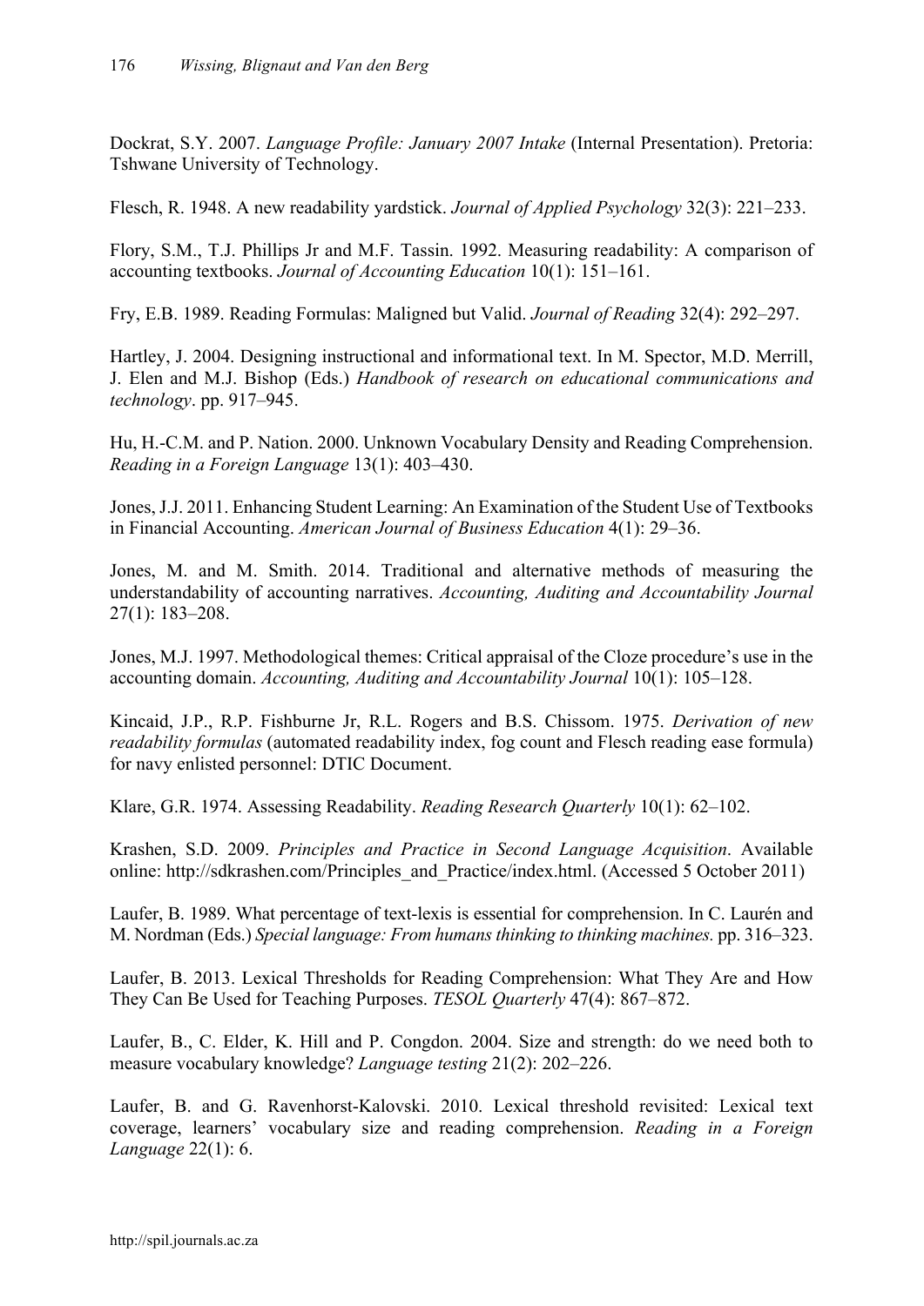Dockrat, S.Y. 2007. *Language Profile: January 2007 Intake* (Internal Presentation). Pretoria: Tshwane University of Technology.

Flesch, R. 1948. A new readability yardstick. *Journal of Applied Psychology* 32(3): 221–233.

Flory, S.M., T.J. Phillips Jr and M.F. Tassin. 1992. Measuring readability: A comparison of accounting textbooks. *Journal of Accounting Education* 10(1): 151–161.

Fry, E.B. 1989. Reading Formulas: Maligned but Valid. *Journal of Reading* 32(4): 292–297.

Hartley, J. 2004. Designing instructional and informational text. In M. Spector, M.D. Merrill, J. Elen and M.J. Bishop (Eds.) *Handbook of research on educational communications and technology*. pp. 917–945.

Hu, H.-C.M. and P. Nation. 2000. Unknown Vocabulary Density and Reading Comprehension. *Reading in a Foreign Language* 13(1): 403–430.

Jones, J.J. 2011. Enhancing Student Learning: An Examination of the Student Use of Textbooks in Financial Accounting. *American Journal of Business Education* 4(1): 29–36.

Jones, M. and M. Smith. 2014. Traditional and alternative methods of measuring the understandability of accounting narratives. *Accounting, Auditing and Accountability Journal* 27(1): 183–208.

Jones, M.J. 1997. Methodological themes: Critical appraisal of the Cloze procedure's use in the accounting domain. *Accounting, Auditing and Accountability Journal* 10(1): 105–128.

Kincaid, J.P., R.P. Fishburne Jr, R.L. Rogers and B.S. Chissom. 1975. *Derivation of new readability formulas* (automated readability index, fog count and Flesch reading ease formula) for navy enlisted personnel: DTIC Document.

Klare, G.R. 1974. Assessing Readability. *Reading Research Quarterly* 10(1): 62–102.

Krashen, S.D. 2009. *Principles and Practice in Second Language Acquisition*. Available online: http://sdkrashen.com/Principles_and_Practice/index.html. (Accessed 5 October 2011)

Laufer, B. 1989. What percentage of text-lexis is essential for comprehension. In C. Laurén and M. Nordman (Eds.) *Special language: From humans thinking to thinking machines.* pp. 316–323.

Laufer, B. 2013. Lexical Thresholds for Reading Comprehension: What They Are and How They Can Be Used for Teaching Purposes. *TESOL Quarterly* 47(4): 867–872.

Laufer, B., C. Elder, K. Hill and P. Congdon. 2004. Size and strength: do we need both to measure vocabulary knowledge? *Language testing* 21(2): 202–226.

Laufer, B. and G. Ravenhorst-Kalovski. 2010. Lexical threshold revisited: Lexical text coverage, learners' vocabulary size and reading comprehension. *Reading in a Foreign Language* 22(1): 6.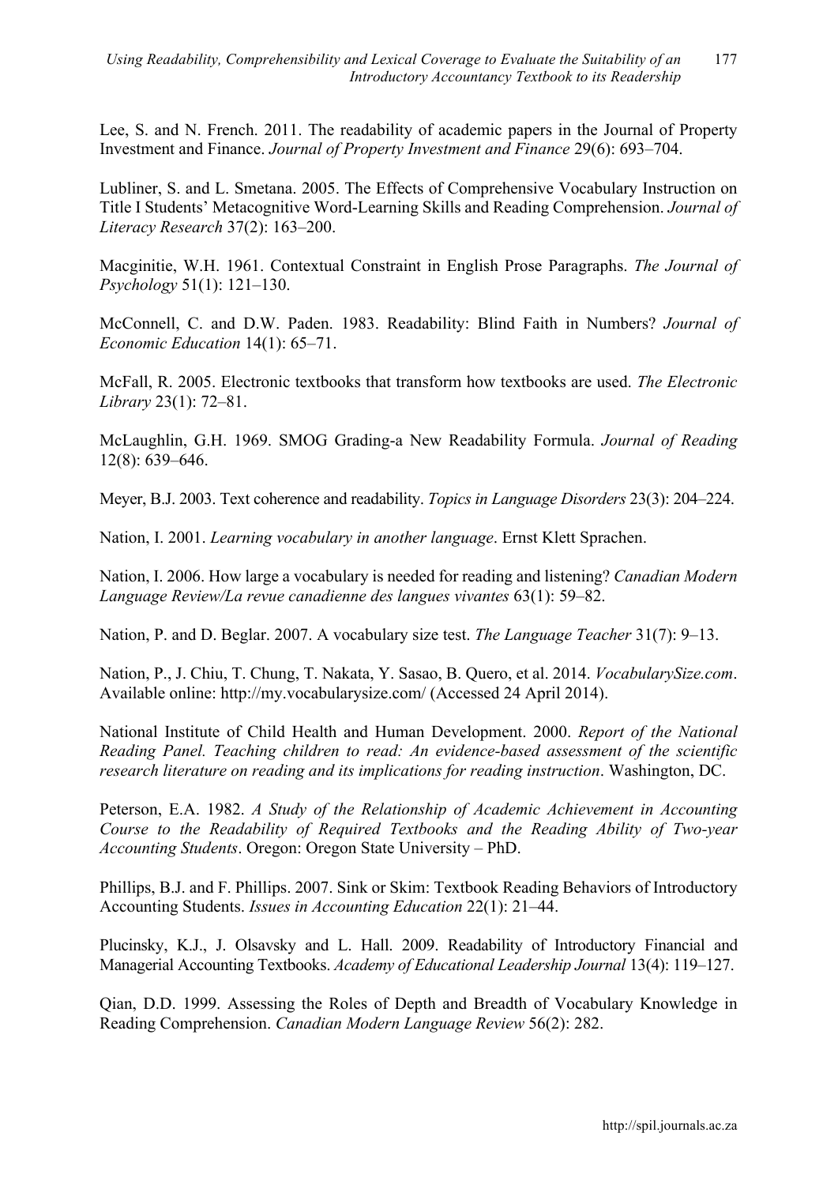Lee, S. and N. French. 2011. The readability of academic papers in the Journal of Property Investment and Finance. *Journal of Property Investment and Finance* 29(6): 693–704.

Lubliner, S. and L. Smetana. 2005. The Effects of Comprehensive Vocabulary Instruction on Title I Students' Metacognitive Word-Learning Skills and Reading Comprehension. *Journal of Literacy Research* 37(2): 163–200.

Macginitie, W.H. 1961. Contextual Constraint in English Prose Paragraphs. *The Journal of Psychology* 51(1): 121–130.

McConnell, C. and D.W. Paden. 1983. Readability: Blind Faith in Numbers? *Journal of Economic Education* 14(1): 65–71.

McFall, R. 2005. Electronic textbooks that transform how textbooks are used. *The Electronic Library* 23(1): 72–81.

McLaughlin, G.H. 1969. SMOG Grading-a New Readability Formula. *Journal of Reading* 12(8): 639–646.

Meyer, B.J. 2003. Text coherence and readability. *Topics in Language Disorders* 23(3): 204–224.

Nation, I. 2001. *Learning vocabulary in another language*. Ernst Klett Sprachen.

Nation, I. 2006. How large a vocabulary is needed for reading and listening? *Canadian Modern Language Review/La revue canadienne des langues vivantes* 63(1): 59–82.

Nation, P. and D. Beglar. 2007. A vocabulary size test. *The Language Teacher* 31(7): 9–13.

Nation, P., J. Chiu, T. Chung, T. Nakata, Y. Sasao, B. Quero, et al. 2014. *VocabularySize.com*. Available online: http://my.vocabularysize.com/ (Accessed 24 April 2014).

National Institute of Child Health and Human Development. 2000. *Report of the National Reading Panel. Teaching children to read: An evidence-based assessment of the scientific research literature on reading and its implications for reading instruction*. Washington, DC.

Peterson, E.A. 1982. *A Study of the Relationship of Academic Achievement in Accounting Course to the Readability of Required Textbooks and the Reading Ability of Two-year Accounting Students*. Oregon: Oregon State University – PhD.

Phillips, B.J. and F. Phillips. 2007. Sink or Skim: Textbook Reading Behaviors of Introductory Accounting Students. *Issues in Accounting Education* 22(1): 21–44.

Plucinsky, K.J., J. Olsavsky and L. Hall. 2009. Readability of Introductory Financial and Managerial Accounting Textbooks. *Academy of Educational Leadership Journal* 13(4): 119–127.

Qian, D.D. 1999. Assessing the Roles of Depth and Breadth of Vocabulary Knowledge in Reading Comprehension. *Canadian Modern Language Review* 56(2): 282.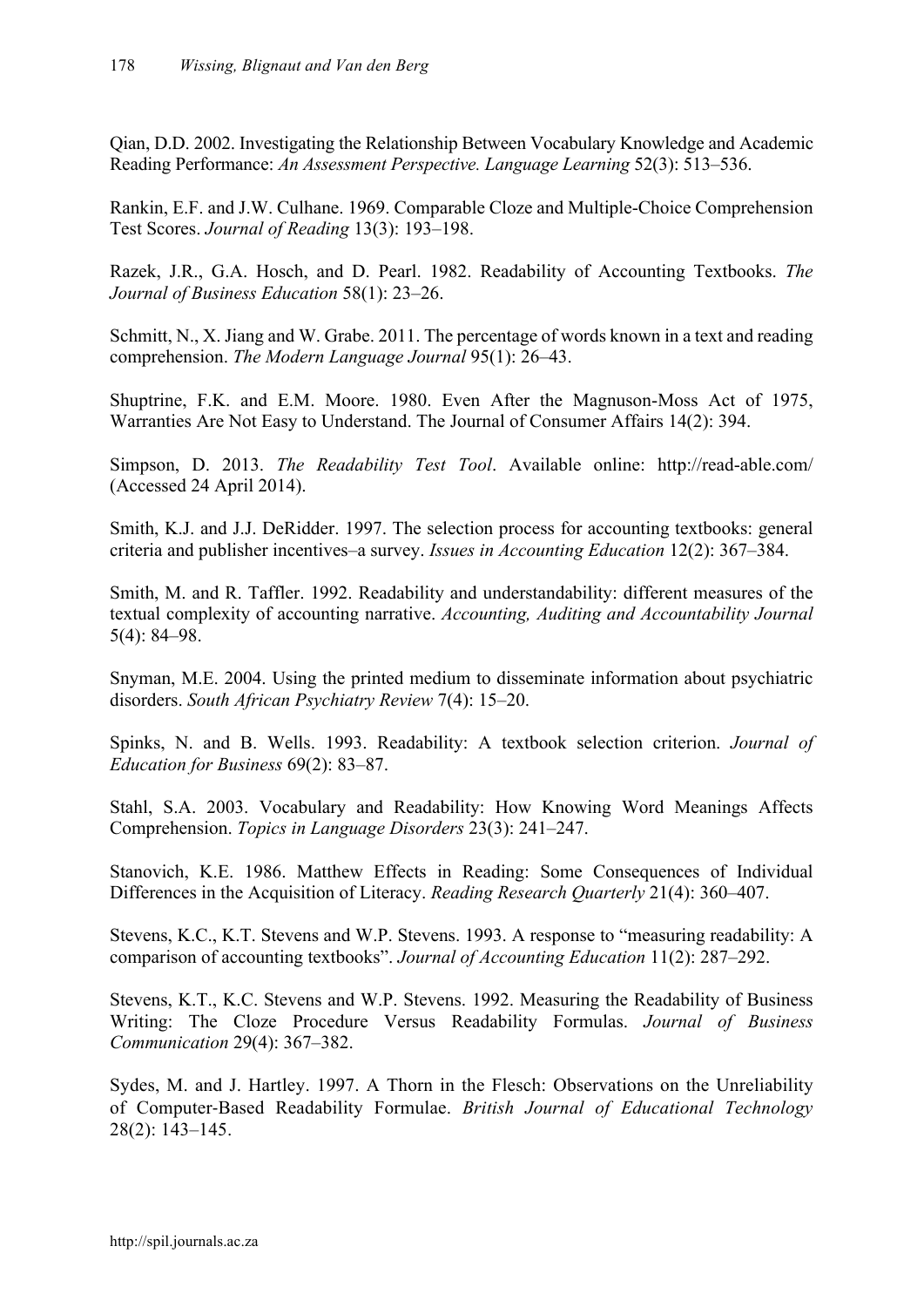Qian, D.D. 2002. Investigating the Relationship Between Vocabulary Knowledge and Academic Reading Performance: *An Assessment Perspective. Language Learning* 52(3): 513–536.

Rankin, E.F. and J.W. Culhane. 1969. Comparable Cloze and Multiple-Choice Comprehension Test Scores. *Journal of Reading* 13(3): 193–198.

Razek, J.R., G.A. Hosch, and D. Pearl. 1982. Readability of Accounting Textbooks. *The Journal of Business Education* 58(1): 23–26.

Schmitt, N., X. Jiang and W. Grabe. 2011. The percentage of words known in a text and reading comprehension. *The Modern Language Journal* 95(1): 26–43.

Shuptrine, F.K. and E.M. Moore. 1980. Even After the Magnuson-Moss Act of 1975, Warranties Are Not Easy to Understand. The Journal of Consumer Affairs 14(2): 394.

Simpson, D. 2013. *The Readability Test Tool*. Available online: http://read-able.com/ (Accessed 24 April 2014).

Smith, K.J. and J.J. DeRidder. 1997. The selection process for accounting textbooks: general criteria and publisher incentives–a survey. *Issues in Accounting Education* 12(2): 367–384.

Smith, M. and R. Taffler. 1992. Readability and understandability: different measures of the textual complexity of accounting narrative. *Accounting, Auditing and Accountability Journal* 5(4): 84–98.

Snyman, M.E. 2004. Using the printed medium to disseminate information about psychiatric disorders. *South African Psychiatry Review* 7(4): 15–20.

Spinks, N. and B. Wells. 1993. Readability: A textbook selection criterion. *Journal of Education for Business* 69(2): 83–87.

Stahl, S.A. 2003. Vocabulary and Readability: How Knowing Word Meanings Affects Comprehension. *Topics in Language Disorders* 23(3): 241–247.

Stanovich, K.E. 1986. Matthew Effects in Reading: Some Consequences of Individual Differences in the Acquisition of Literacy. *Reading Research Quarterly* 21(4): 360–407.

Stevens, K.C., K.T. Stevens and W.P. Stevens. 1993. A response to "measuring readability: A comparison of accounting textbooks". *Journal of Accounting Education* 11(2): 287–292.

Stevens, K.T., K.C. Stevens and W.P. Stevens. 1992. Measuring the Readability of Business Writing: The Cloze Procedure Versus Readability Formulas. *Journal of Business Communication* 29(4): 367–382.

Sydes, M. and J. Hartley. 1997. A Thorn in the Flesch: Observations on the Unreliability of Computer-Based Readability Formulae. *British Journal of Educational Technology* 28(2): 143–145.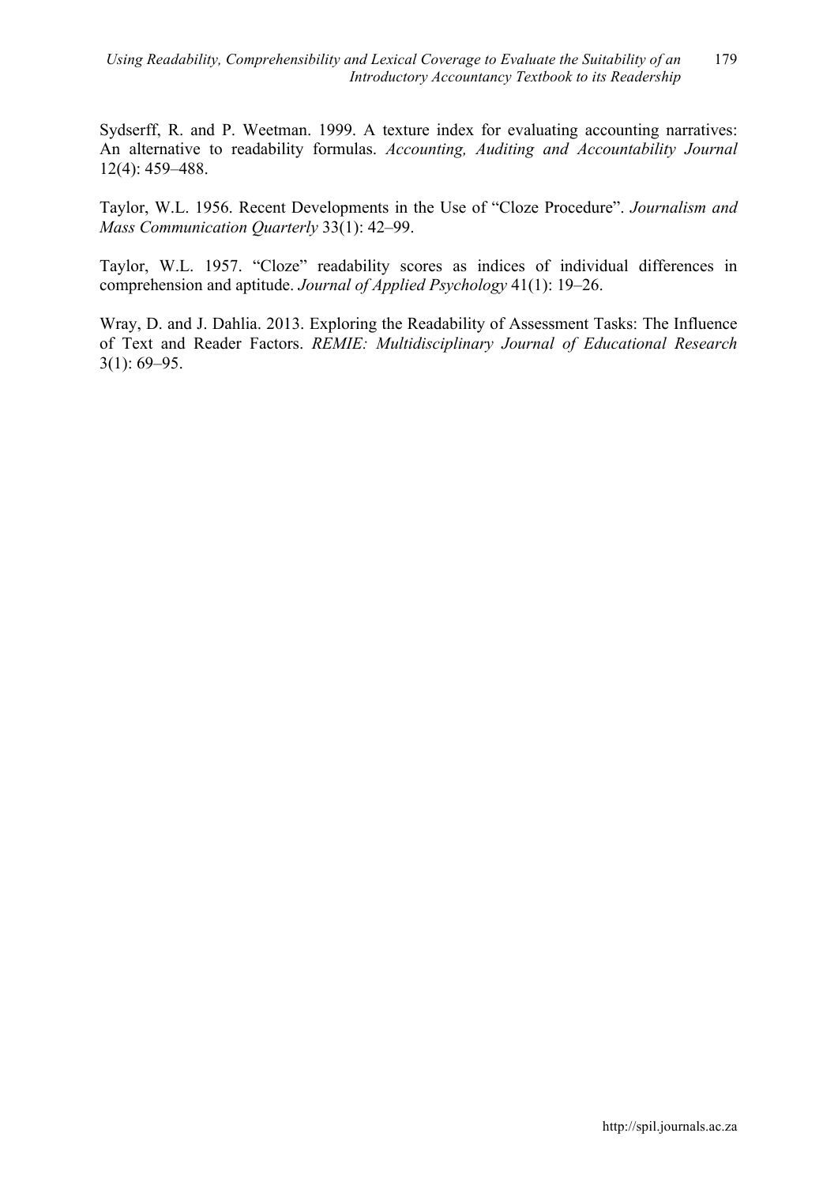Sydserff, R. and P. Weetman. 1999. A texture index for evaluating accounting narratives: An alternative to readability formulas. *Accounting, Auditing and Accountability Journal* 12(4): 459–488.

Taylor, W.L. 1956. Recent Developments in the Use of "Cloze Procedure". *Journalism and Mass Communication Quarterly* 33(1): 42–99.

Taylor, W.L. 1957. "Cloze" readability scores as indices of individual differences in comprehension and aptitude. *Journal of Applied Psychology* 41(1): 19–26.

Wray, D. and J. Dahlia. 2013. Exploring the Readability of Assessment Tasks: The Influence of Text and Reader Factors. *REMIE: Multidisciplinary Journal of Educational Research* 3(1): 69–95.